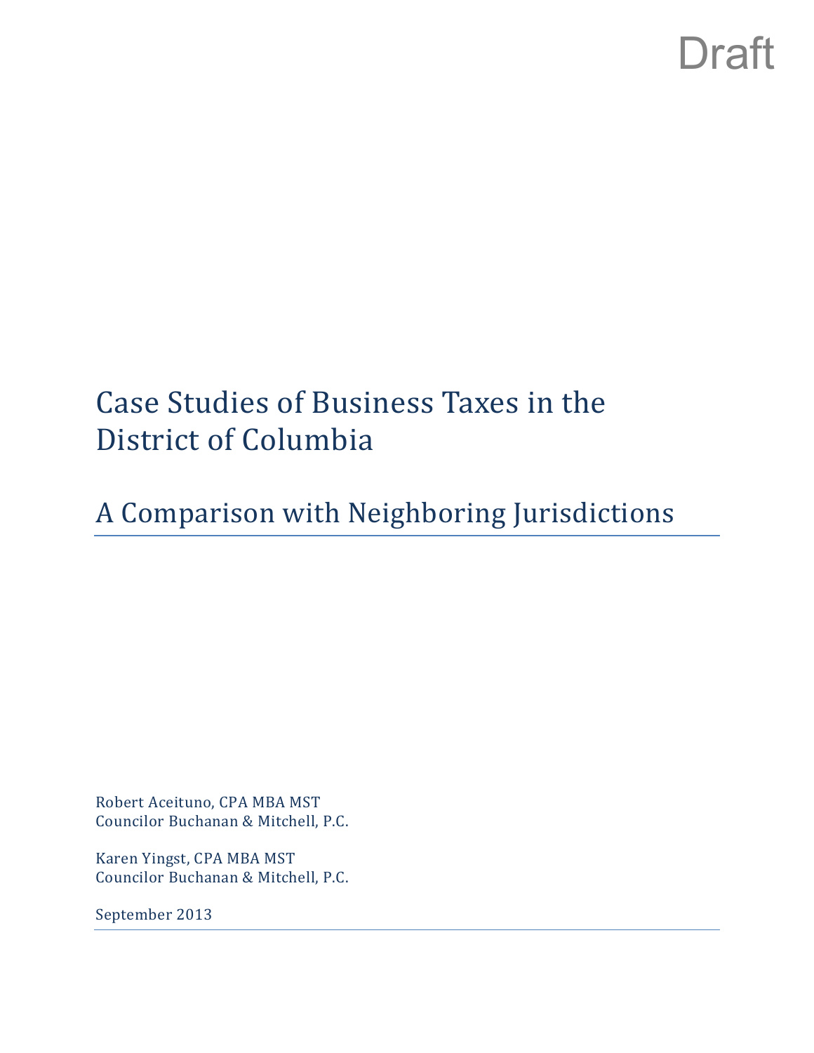Draft

# Case Studies of Business Taxes in the District of Columbia

## A Comparison with Neighboring Jurisdictions

Robert Aceituno, CPA MBA MST
Councilor Buchanan & Mitchell, P.C.

Karen Yingst, CPA MBA MST
Councilor Buchanan & Mitchell, P.C.

September 2013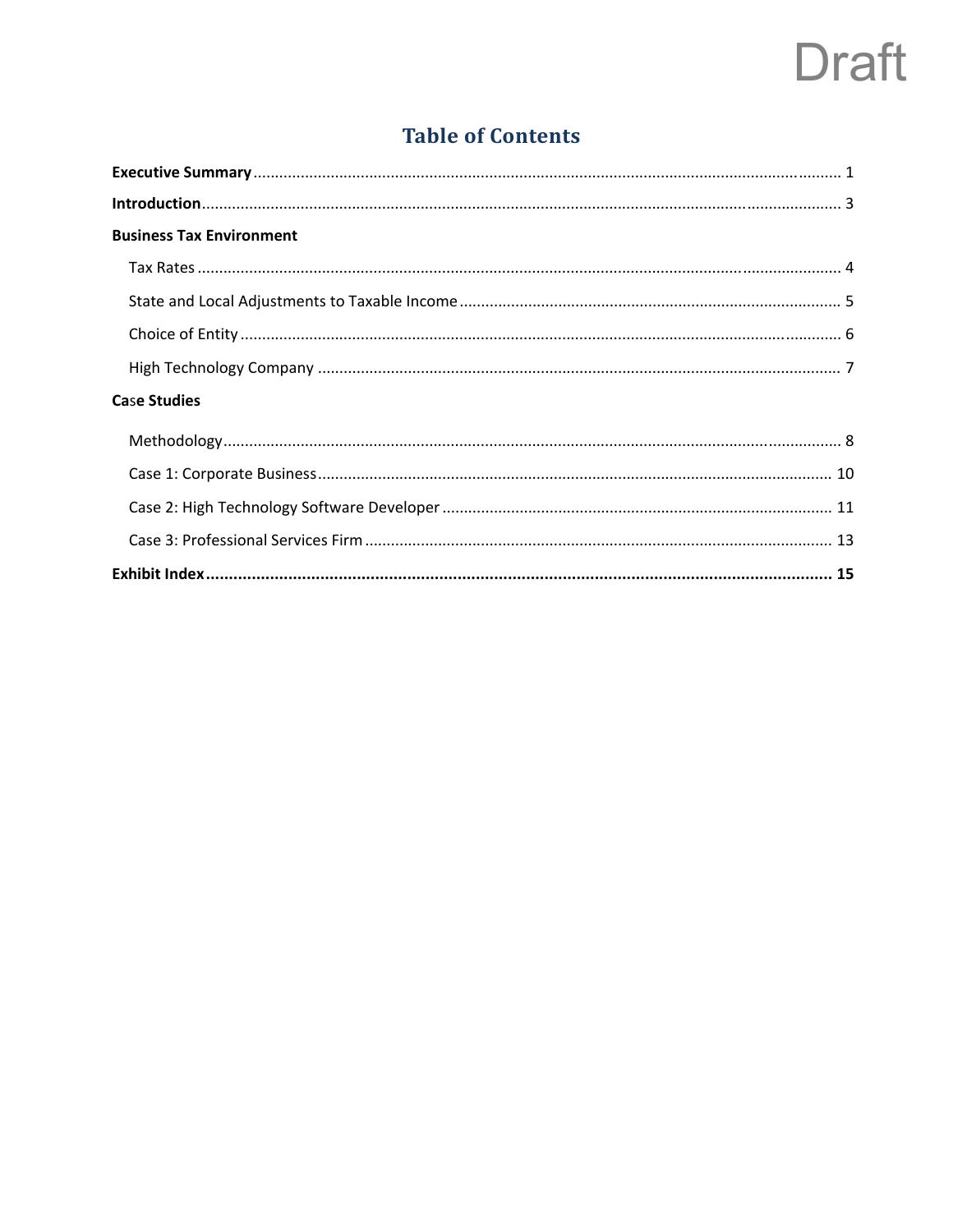Draft

# Table of Contents

**Executive Summary** ........ 1

**Introduction** ........ 3

**Business Tax Environment**

- Tax Rates ........ 4
- State and Local Adjustments to Taxable Income ........ 5
- Choice of Entity ........ 6
- High Technology Company ........ 7

**Case Studies**

- Methodology ........ 8
- Case 1: Corporate Business ........ 10
- Case 2: High Technology Software Developer ........ 11
- Case 3: Professional Services Firm ........ 13

**Exhibit Index ........ 15**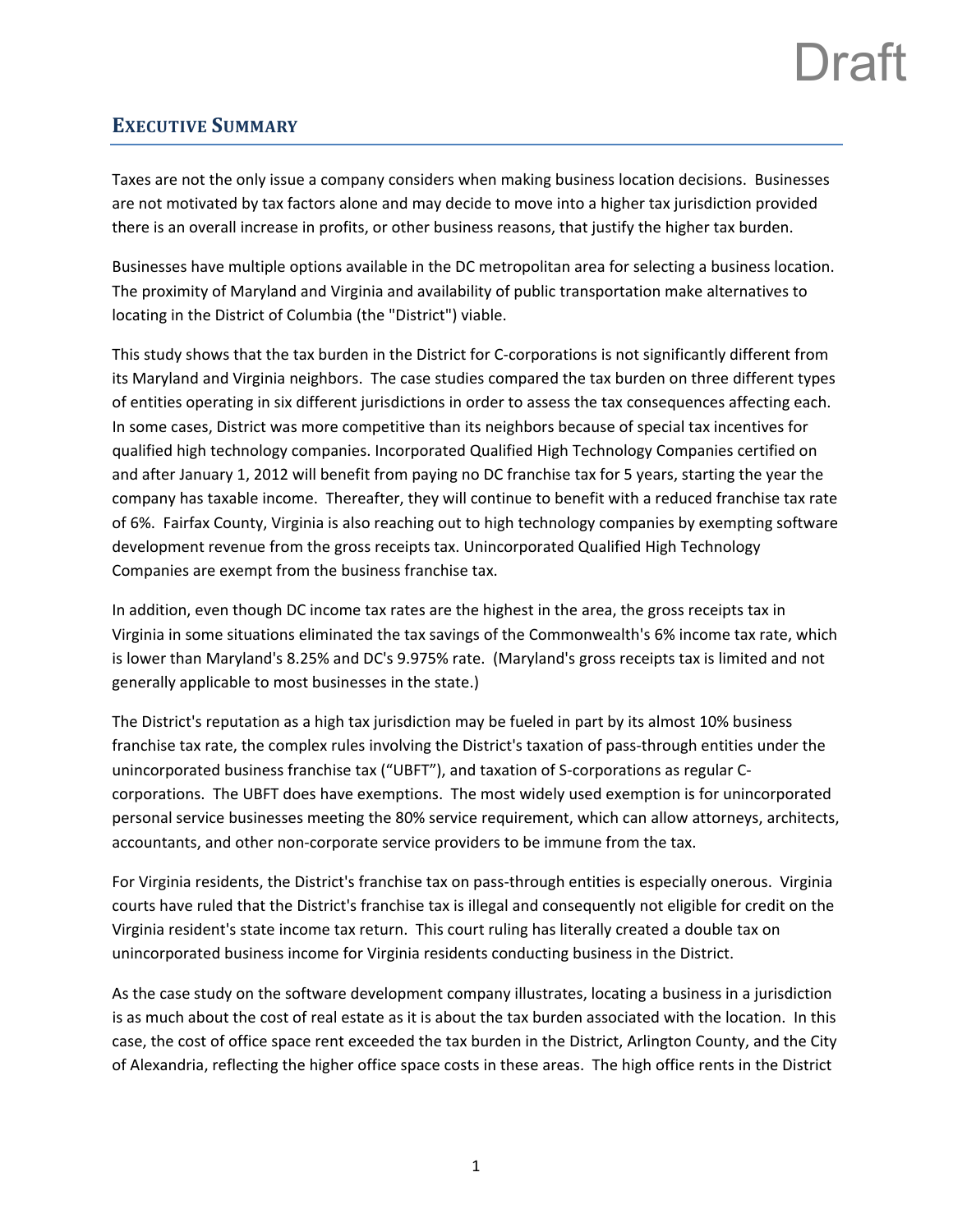# Executive Summary

Taxes are not the only issue a company considers when making business location decisions. Businesses are not motivated by tax factors alone and may decide to move into a higher tax jurisdiction provided there is an overall increase in profits, or other business reasons, that justify the higher tax burden.

Businesses have multiple options available in the DC metropolitan area for selecting a business location. The proximity of Maryland and Virginia and availability of public transportation make alternatives to locating in the District of Columbia (the "District") viable.

This study shows that the tax burden in the District for C-corporations is not significantly different from its Maryland and Virginia neighbors. The case studies compared the tax burden on three different types of entities operating in six different jurisdictions in order to assess the tax consequences affecting each. In some cases, District was more competitive than its neighbors because of special tax incentives for qualified high technology companies. Incorporated Qualified High Technology Companies certified on and after January 1, 2012 will benefit from paying no DC franchise tax for 5 years, starting the year the company has taxable income. Thereafter, they will continue to benefit with a reduced franchise tax rate of 6%. Fairfax County, Virginia is also reaching out to high technology companies by exempting software development revenue from the gross receipts tax. Unincorporated Qualified High Technology Companies are exempt from the business franchise tax.

In addition, even though DC income tax rates are the highest in the area, the gross receipts tax in Virginia in some situations eliminated the tax savings of the Commonwealth's 6% income tax rate, which is lower than Maryland's 8.25% and DC's 9.975% rate. (Maryland's gross receipts tax is limited and not generally applicable to most businesses in the state.)

The District's reputation as a high tax jurisdiction may be fueled in part by its almost 10% business franchise tax rate, the complex rules involving the District's taxation of pass-through entities under the unincorporated business franchise tax ("UBFT"), and taxation of S-corporations as regular C-corporations. The UBFT does have exemptions. The most widely used exemption is for unincorporated personal service businesses meeting the 80% service requirement, which can allow attorneys, architects, accountants, and other non-corporate service providers to be immune from the tax.

For Virginia residents, the District's franchise tax on pass-through entities is especially onerous. Virginia courts have ruled that the District's franchise tax is illegal and consequently not eligible for credit on the Virginia resident's state income tax return. This court ruling has literally created a double tax on unincorporated business income for Virginia residents conducting business in the District.

As the case study on the software development company illustrates, locating a business in a jurisdiction is as much about the cost of real estate as it is about the tax burden associated with the location. In this case, the cost of office space rent exceeded the tax burden in the District, Arlington County, and the City of Alexandria, reflecting the higher office space costs in these areas. The high office rents in the District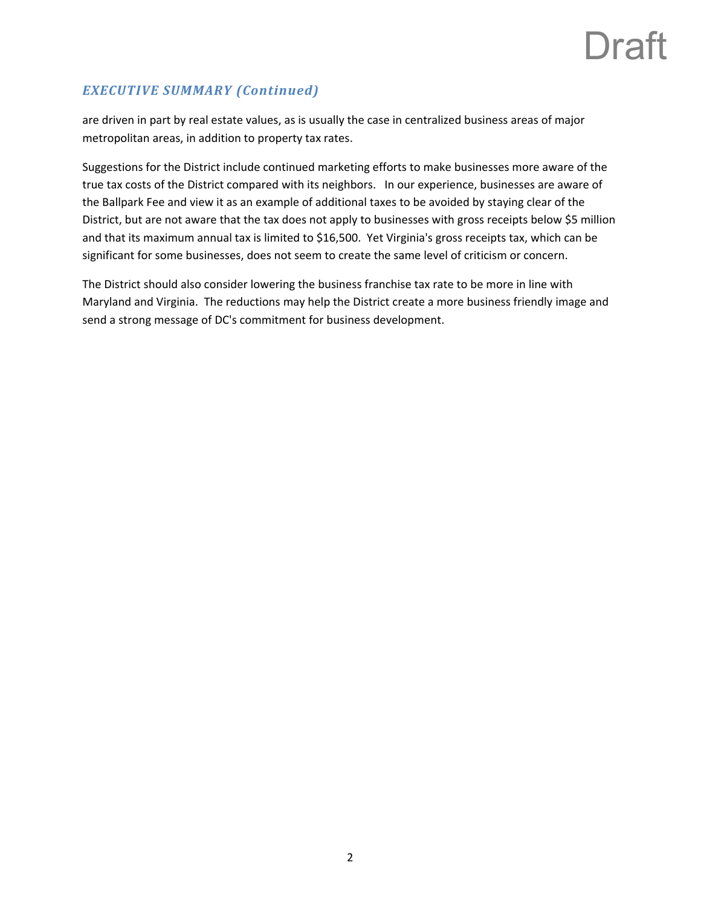### *EXECUTIVE SUMMARY (Continued)*

are driven in part by real estate values, as is usually the case in centralized business areas of major metropolitan areas, in addition to property tax rates.

Suggestions for the District include continued marketing efforts to make businesses more aware of the true tax costs of the District compared with its neighbors. In our experience, businesses are aware of the Ballpark Fee and view it as an example of additional taxes to be avoided by staying clear of the District, but are not aware that the tax does not apply to businesses with gross receipts below $5 million and that its maximum annual tax is limited to $16,500. Yet Virginia's gross receipts tax, which can be significant for some businesses, does not seem to create the same level of criticism or concern.

The District should also consider lowering the business franchise tax rate to be more in line with Maryland and Virginia. The reductions may help the District create a more business friendly image and send a strong message of DC's commitment for business development.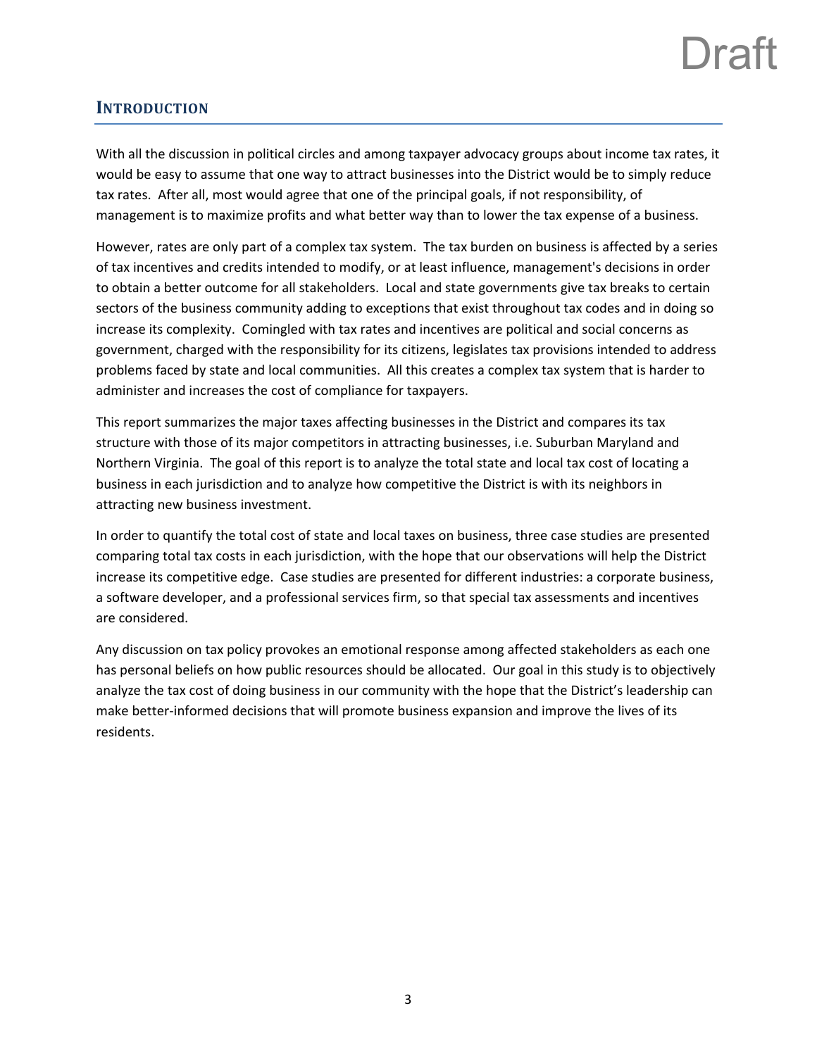## Introduction

With all the discussion in political circles and among taxpayer advocacy groups about income tax rates, it would be easy to assume that one way to attract businesses into the District would be to simply reduce tax rates. After all, most would agree that one of the principal goals, if not responsibility, of management is to maximize profits and what better way than to lower the tax expense of a business.

However, rates are only part of a complex tax system. The tax burden on business is affected by a series of tax incentives and credits intended to modify, or at least influence, management's decisions in order to obtain a better outcome for all stakeholders. Local and state governments give tax breaks to certain sectors of the business community adding to exceptions that exist throughout tax codes and in doing so increase its complexity. Comingled with tax rates and incentives are political and social concerns as government, charged with the responsibility for its citizens, legislates tax provisions intended to address problems faced by state and local communities. All this creates a complex tax system that is harder to administer and increases the cost of compliance for taxpayers.

This report summarizes the major taxes affecting businesses in the District and compares its tax structure with those of its major competitors in attracting businesses, i.e. Suburban Maryland and Northern Virginia. The goal of this report is to analyze the total state and local tax cost of locating a business in each jurisdiction and to analyze how competitive the District is with its neighbors in attracting new business investment.

In order to quantify the total cost of state and local taxes on business, three case studies are presented comparing total tax costs in each jurisdiction, with the hope that our observations will help the District increase its competitive edge. Case studies are presented for different industries: a corporate business, a software developer, and a professional services firm, so that special tax assessments and incentives are considered.

Any discussion on tax policy provokes an emotional response among affected stakeholders as each one has personal beliefs on how public resources should be allocated. Our goal in this study is to objectively analyze the tax cost of doing business in our community with the hope that the District's leadership can make better-informed decisions that will promote business expansion and improve the lives of its residents.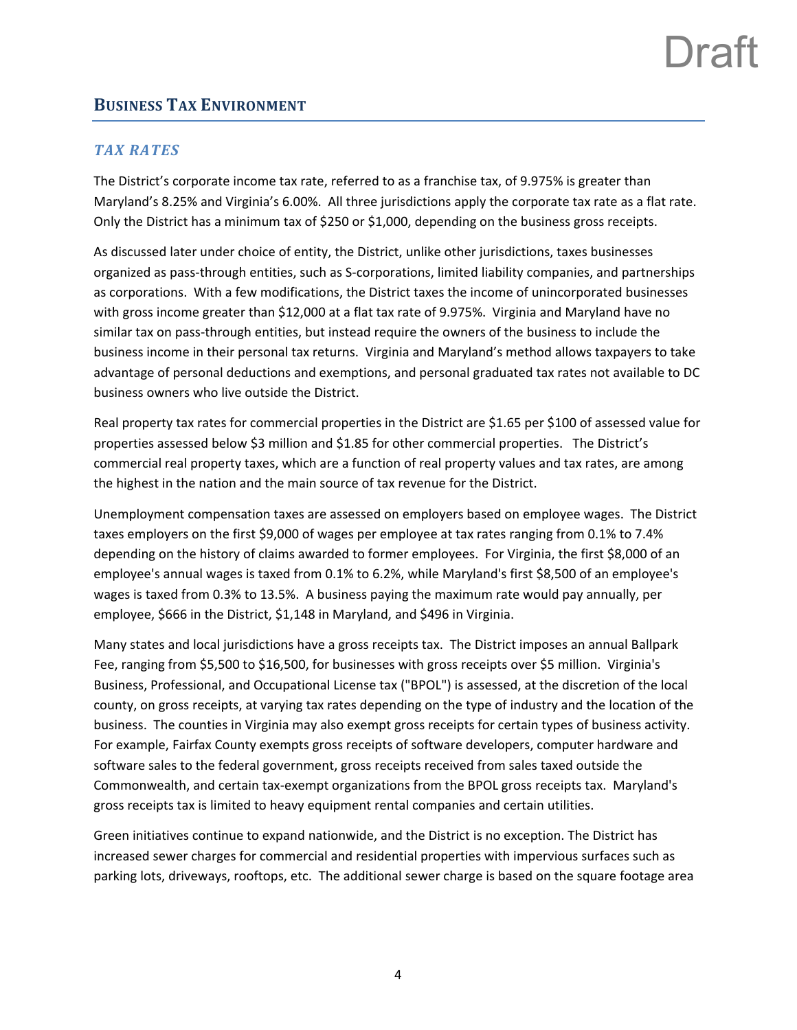## Business Tax Environment

### *Tax Rates*

The District's corporate income tax rate, referred to as a franchise tax, of 9.975% is greater than Maryland's 8.25% and Virginia's 6.00%. All three jurisdictions apply the corporate tax rate as a flat rate. Only the District has a minimum tax of $250 or $1,000, depending on the business gross receipts.

As discussed later under choice of entity, the District, unlike other jurisdictions, taxes businesses organized as pass-through entities, such as S-corporations, limited liability companies, and partnerships as corporations. With a few modifications, the District taxes the income of unincorporated businesses with gross income greater than $12,000 at a flat tax rate of 9.975%. Virginia and Maryland have no similar tax on pass-through entities, but instead require the owners of the business to include the business income in their personal tax returns. Virginia and Maryland's method allows taxpayers to take advantage of personal deductions and exemptions, and personal graduated tax rates not available to DC business owners who live outside the District.

Real property tax rates for commercial properties in the District are $1.65 per $100 of assessed value for properties assessed below $3 million and $1.85 for other commercial properties. The District's commercial real property taxes, which are a function of real property values and tax rates, are among the highest in the nation and the main source of tax revenue for the District.

Unemployment compensation taxes are assessed on employers based on employee wages. The District taxes employers on the first $9,000 of wages per employee at tax rates ranging from 0.1% to 7.4% depending on the history of claims awarded to former employees. For Virginia, the first $8,000 of an employee's annual wages is taxed from 0.1% to 6.2%, while Maryland's first $8,500 of an employee's wages is taxed from 0.3% to 13.5%. A business paying the maximum rate would pay annually, per employee, $666 in the District, $1,148 in Maryland, and $496 in Virginia.

Many states and local jurisdictions have a gross receipts tax. The District imposes an annual Ballpark Fee, ranging from $5,500 to $16,500, for businesses with gross receipts over $5 million. Virginia's Business, Professional, and Occupational License tax ("BPOL") is assessed, at the discretion of the local county, on gross receipts, at varying tax rates depending on the type of industry and the location of the business. The counties in Virginia may also exempt gross receipts for certain types of business activity. For example, Fairfax County exempts gross receipts of software developers, computer hardware and software sales to the federal government, gross receipts received from sales taxed outside the Commonwealth, and certain tax-exempt organizations from the BPOL gross receipts tax. Maryland's gross receipts tax is limited to heavy equipment rental companies and certain utilities.

Green initiatives continue to expand nationwide, and the District is no exception. The District has increased sewer charges for commercial and residential properties with impervious surfaces such as parking lots, driveways, rooftops, etc. The additional sewer charge is based on the square footage area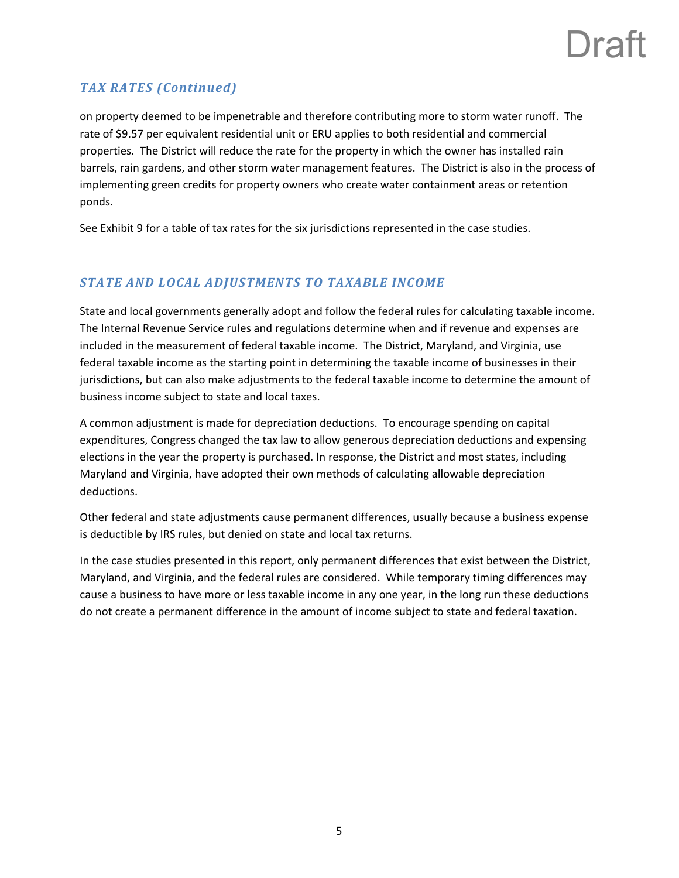Draft

## *TAX RATES (Continued)*

on property deemed to be impenetrable and therefore contributing more to storm water runoff. The rate of $9.57 per equivalent residential unit or ERU applies to both residential and commercial properties. The District will reduce the rate for the property in which the owner has installed rain barrels, rain gardens, and other storm water management features. The District is also in the process of implementing green credits for property owners who create water containment areas or retention ponds.

See Exhibit 9 for a table of tax rates for the six jurisdictions represented in the case studies.

## *STATE AND LOCAL ADJUSTMENTS TO TAXABLE INCOME*

State and local governments generally adopt and follow the federal rules for calculating taxable income. The Internal Revenue Service rules and regulations determine when and if revenue and expenses are included in the measurement of federal taxable income. The District, Maryland, and Virginia, use federal taxable income as the starting point in determining the taxable income of businesses in their jurisdictions, but can also make adjustments to the federal taxable income to determine the amount of business income subject to state and local taxes.

A common adjustment is made for depreciation deductions. To encourage spending on capital expenditures, Congress changed the tax law to allow generous depreciation deductions and expensing elections in the year the property is purchased. In response, the District and most states, including Maryland and Virginia, have adopted their own methods of calculating allowable depreciation deductions.

Other federal and state adjustments cause permanent differences, usually because a business expense is deductible by IRS rules, but denied on state and local tax returns.

In the case studies presented in this report, only permanent differences that exist between the District, Maryland, and Virginia, and the federal rules are considered. While temporary timing differences may cause a business to have more or less taxable income in any one year, in the long run these deductions do not create a permanent difference in the amount of income subject to state and federal taxation.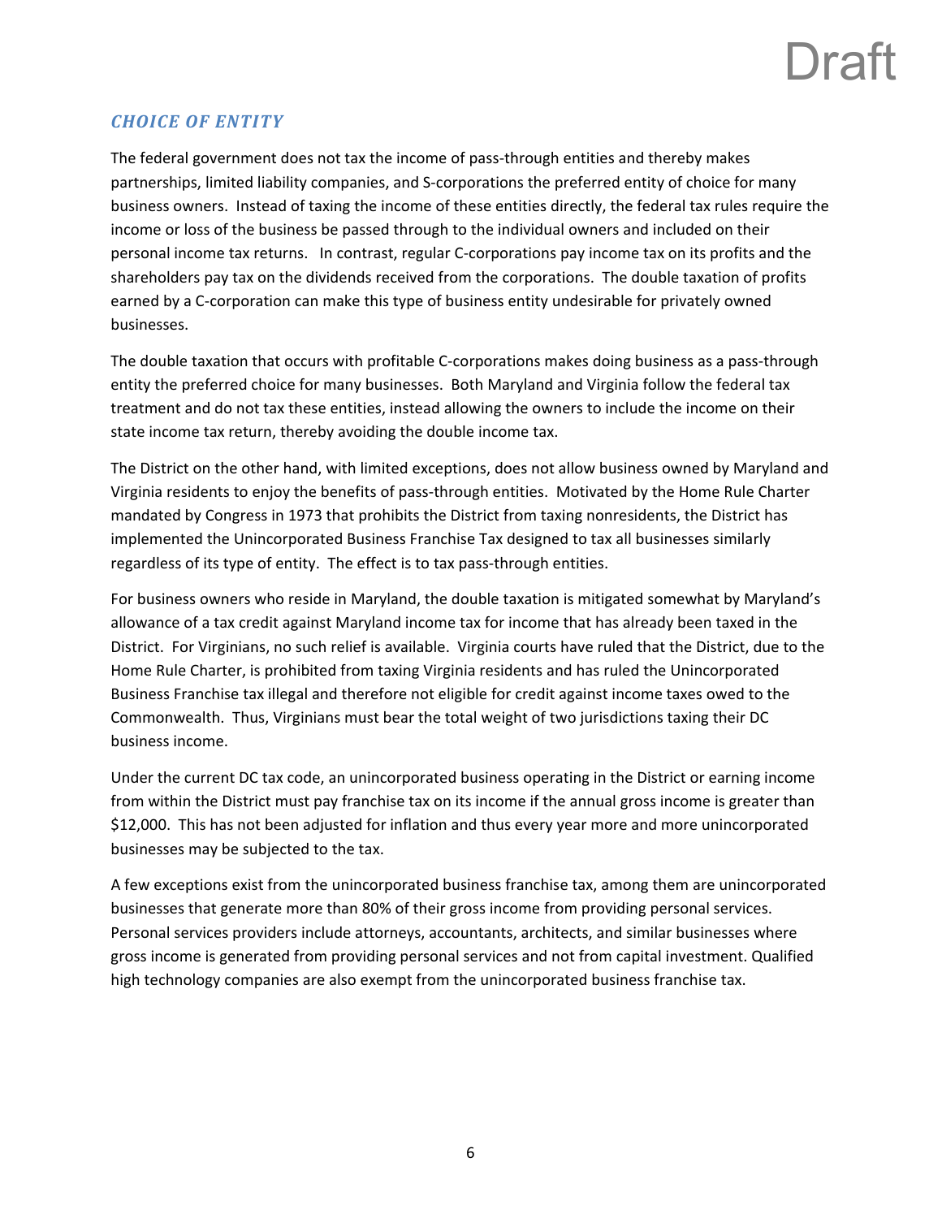### *CHOICE OF ENTITY*

The federal government does not tax the income of pass-through entities and thereby makes partnerships, limited liability companies, and S-corporations the preferred entity of choice for many business owners. Instead of taxing the income of these entities directly, the federal tax rules require the income or loss of the business be passed through to the individual owners and included on their personal income tax returns. In contrast, regular C-corporations pay income tax on its profits and the shareholders pay tax on the dividends received from the corporations. The double taxation of profits earned by a C-corporation can make this type of business entity undesirable for privately owned businesses.

The double taxation that occurs with profitable C-corporations makes doing business as a pass-through entity the preferred choice for many businesses. Both Maryland and Virginia follow the federal tax treatment and do not tax these entities, instead allowing the owners to include the income on their state income tax return, thereby avoiding the double income tax.

The District on the other hand, with limited exceptions, does not allow business owned by Maryland and Virginia residents to enjoy the benefits of pass-through entities. Motivated by the Home Rule Charter mandated by Congress in 1973 that prohibits the District from taxing nonresidents, the District has implemented the Unincorporated Business Franchise Tax designed to tax all businesses similarly regardless of its type of entity. The effect is to tax pass-through entities.

For business owners who reside in Maryland, the double taxation is mitigated somewhat by Maryland's allowance of a tax credit against Maryland income tax for income that has already been taxed in the District. For Virginians, no such relief is available. Virginia courts have ruled that the District, due to the Home Rule Charter, is prohibited from taxing Virginia residents and has ruled the Unincorporated Business Franchise tax illegal and therefore not eligible for credit against income taxes owed to the Commonwealth. Thus, Virginians must bear the total weight of two jurisdictions taxing their DC business income.

Under the current DC tax code, an unincorporated business operating in the District or earning income from within the District must pay franchise tax on its income if the annual gross income is greater than $12,000. This has not been adjusted for inflation and thus every year more and more unincorporated businesses may be subjected to the tax.

A few exceptions exist from the unincorporated business franchise tax, among them are unincorporated businesses that generate more than 80% of their gross income from providing personal services. Personal services providers include attorneys, accountants, architects, and similar businesses where gross income is generated from providing personal services and not from capital investment. Qualified high technology companies are also exempt from the unincorporated business franchise tax.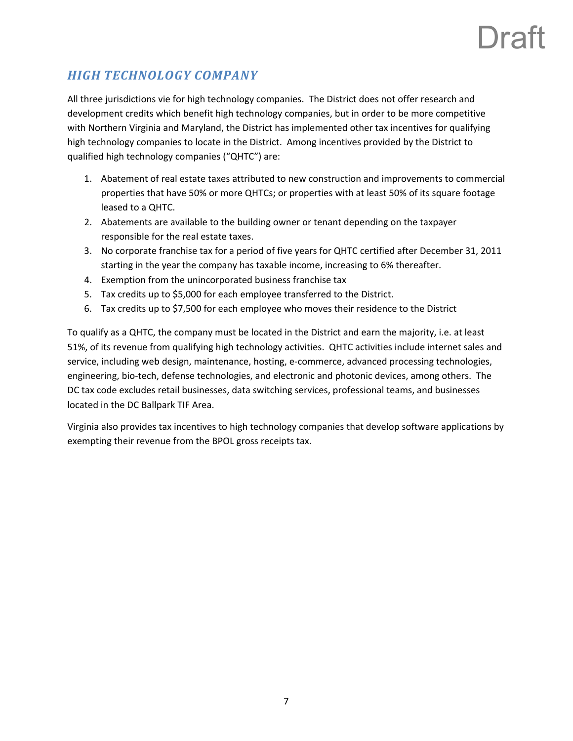## *HIGH TECHNOLOGY COMPANY*

All three jurisdictions vie for high technology companies. The District does not offer research and development credits which benefit high technology companies, but in order to be more competitive with Northern Virginia and Maryland, the District has implemented other tax incentives for qualifying high technology companies to locate in the District. Among incentives provided by the District to qualified high technology companies ("QHTC") are:

1. Abatement of real estate taxes attributed to new construction and improvements to commercial properties that have 50% or more QHTCs; or properties with at least 50% of its square footage leased to a QHTC.
2. Abatements are available to the building owner or tenant depending on the taxpayer responsible for the real estate taxes.
3. No corporate franchise tax for a period of five years for QHTC certified after December 31, 2011 starting in the year the company has taxable income, increasing to 6% thereafter.
4. Exemption from the unincorporated business franchise tax
5. Tax credits up to $5,000 for each employee transferred to the District.
6. Tax credits up to $7,500 for each employee who moves their residence to the District

To qualify as a QHTC, the company must be located in the District and earn the majority, i.e. at least 51%, of its revenue from qualifying high technology activities. QHTC activities include internet sales and service, including web design, maintenance, hosting, e-commerce, advanced processing technologies, engineering, bio-tech, defense technologies, and electronic and photonic devices, among others. The DC tax code excludes retail businesses, data switching services, professional teams, and businesses located in the DC Ballpark TIF Area.

Virginia also provides tax incentives to high technology companies that develop software applications by exempting their revenue from the BPOL gross receipts tax.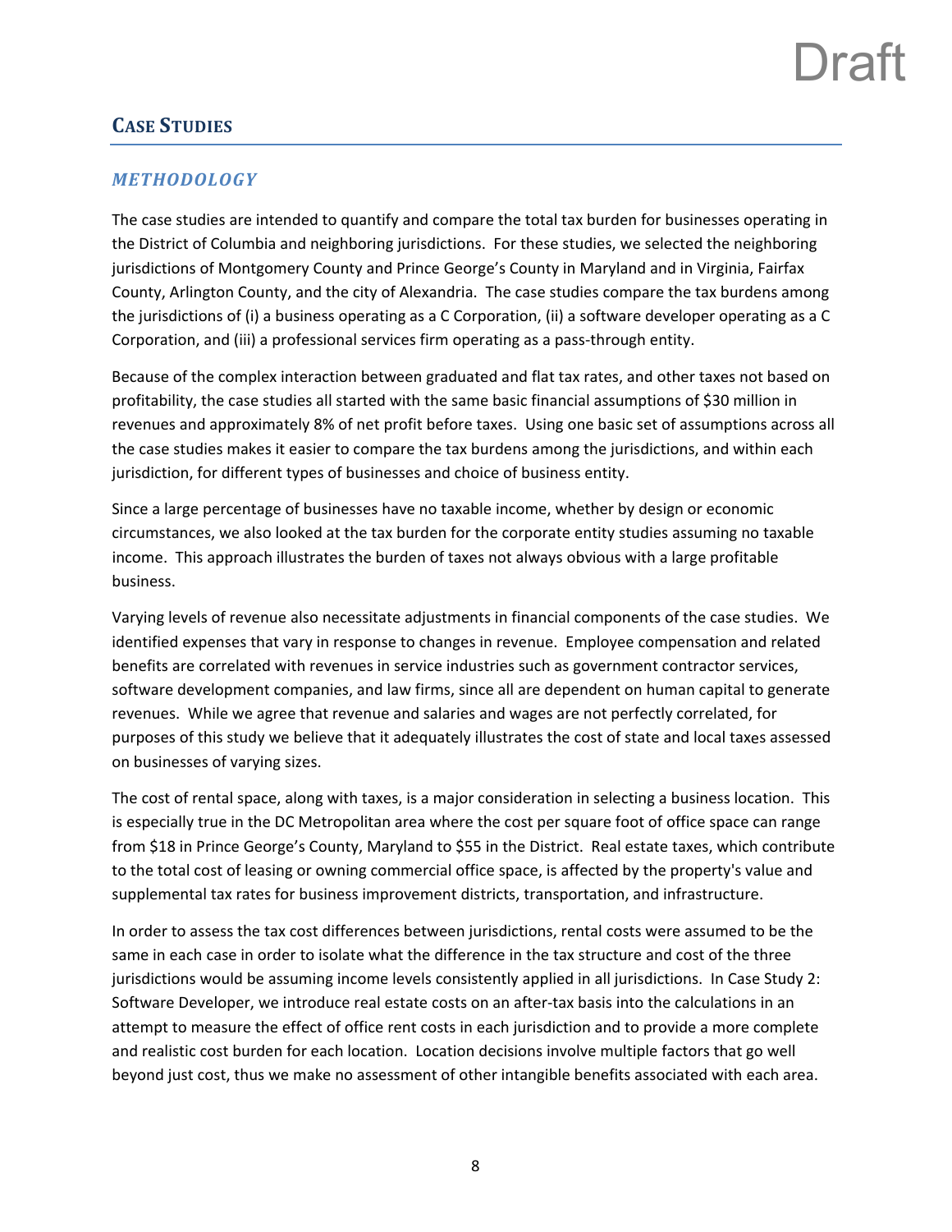## CASE STUDIES

### *METHODOLOGY*

The case studies are intended to quantify and compare the total tax burden for businesses operating in the District of Columbia and neighboring jurisdictions. For these studies, we selected the neighboring jurisdictions of Montgomery County and Prince George's County in Maryland and in Virginia, Fairfax County, Arlington County, and the city of Alexandria. The case studies compare the tax burdens among the jurisdictions of (i) a business operating as a C Corporation, (ii) a software developer operating as a C Corporation, and (iii) a professional services firm operating as a pass-through entity.

Because of the complex interaction between graduated and flat tax rates, and other taxes not based on profitability, the case studies all started with the same basic financial assumptions of $30 million in revenues and approximately 8% of net profit before taxes. Using one basic set of assumptions across all the case studies makes it easier to compare the tax burdens among the jurisdictions, and within each jurisdiction, for different types of businesses and choice of business entity.

Since a large percentage of businesses have no taxable income, whether by design or economic circumstances, we also looked at the tax burden for the corporate entity studies assuming no taxable income. This approach illustrates the burden of taxes not always obvious with a large profitable business.

Varying levels of revenue also necessitate adjustments in financial components of the case studies. We identified expenses that vary in response to changes in revenue. Employee compensation and related benefits are correlated with revenues in service industries such as government contractor services, software development companies, and law firms, since all are dependent on human capital to generate revenues. While we agree that revenue and salaries and wages are not perfectly correlated, for purposes of this study we believe that it adequately illustrates the cost of state and local taxes assessed on businesses of varying sizes.

The cost of rental space, along with taxes, is a major consideration in selecting a business location. This is especially true in the DC Metropolitan area where the cost per square foot of office space can range from $18 in Prince George's County, Maryland to $55 in the District. Real estate taxes, which contribute to the total cost of leasing or owning commercial office space, is affected by the property's value and supplemental tax rates for business improvement districts, transportation, and infrastructure.

In order to assess the tax cost differences between jurisdictions, rental costs were assumed to be the same in each case in order to isolate what the difference in the tax structure and cost of the three jurisdictions would be assuming income levels consistently applied in all jurisdictions. In Case Study 2: Software Developer, we introduce real estate costs on an after-tax basis into the calculations in an attempt to measure the effect of office rent costs in each jurisdiction and to provide a more complete and realistic cost burden for each location. Location decisions involve multiple factors that go well beyond just cost, thus we make no assessment of other intangible benefits associated with each area.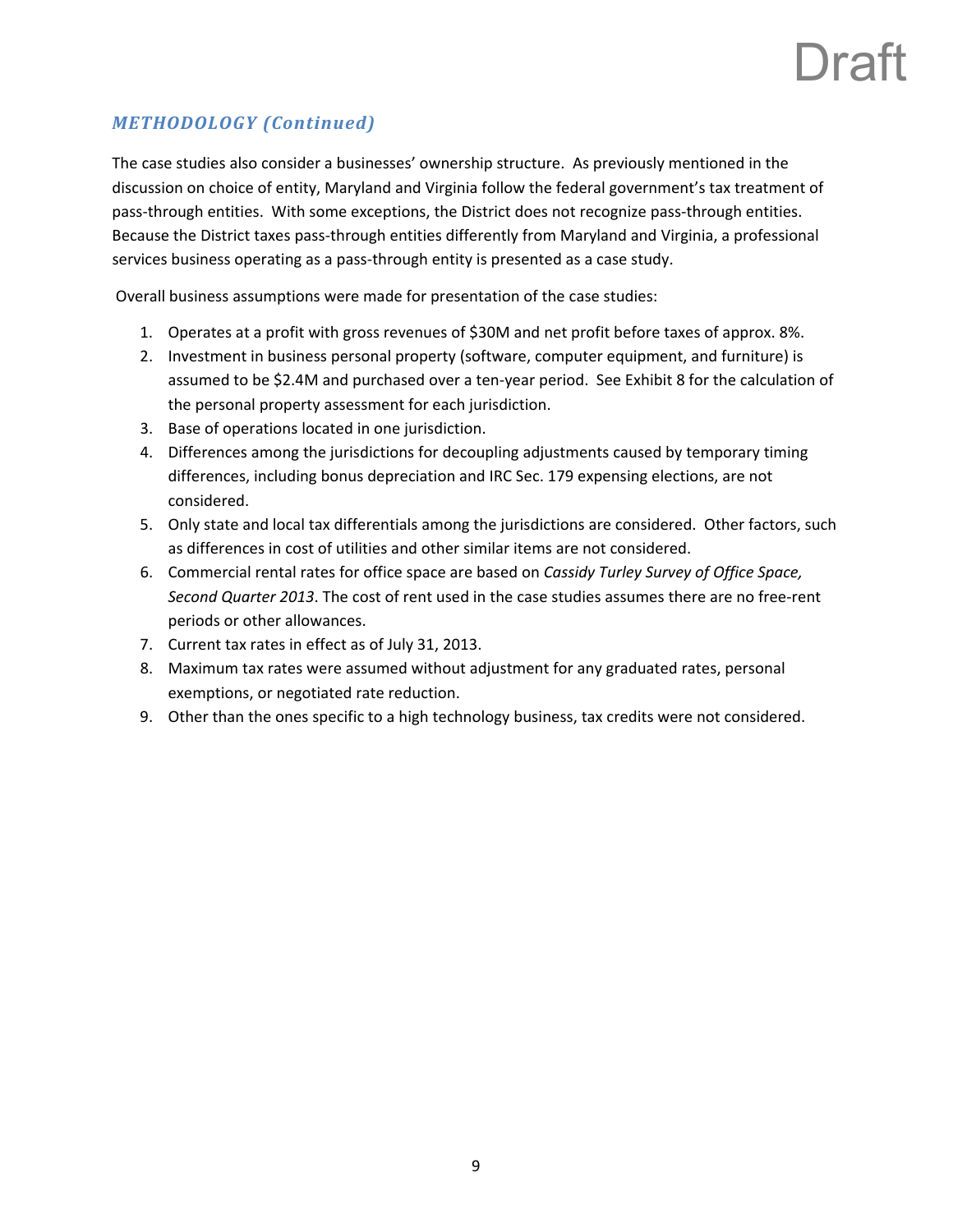## *METHODOLOGY (Continued)*

The case studies also consider a businesses' ownership structure. As previously mentioned in the discussion on choice of entity, Maryland and Virginia follow the federal government's tax treatment of pass-through entities. With some exceptions, the District does not recognize pass-through entities. Because the District taxes pass-through entities differently from Maryland and Virginia, a professional services business operating as a pass-through entity is presented as a case study.

Overall business assumptions were made for presentation of the case studies:

1. Operates at a profit with gross revenues of $30M and net profit before taxes of approx. 8%.
2. Investment in business personal property (software, computer equipment, and furniture) is assumed to be $2.4M and purchased over a ten-year period. See Exhibit 8 for the calculation of the personal property assessment for each jurisdiction.
3. Base of operations located in one jurisdiction.
4. Differences among the jurisdictions for decoupling adjustments caused by temporary timing differences, including bonus depreciation and IRC Sec. 179 expensing elections, are not considered.
5. Only state and local tax differentials among the jurisdictions are considered. Other factors, such as differences in cost of utilities and other similar items are not considered.
6. Commercial rental rates for office space are based on *Cassidy Turley Survey of Office Space, Second Quarter 2013*. The cost of rent used in the case studies assumes there are no free-rent periods or other allowances.
7. Current tax rates in effect as of July 31, 2013.
8. Maximum tax rates were assumed without adjustment for any graduated rates, personal exemptions, or negotiated rate reduction.
9. Other than the ones specific to a high technology business, tax credits were not considered.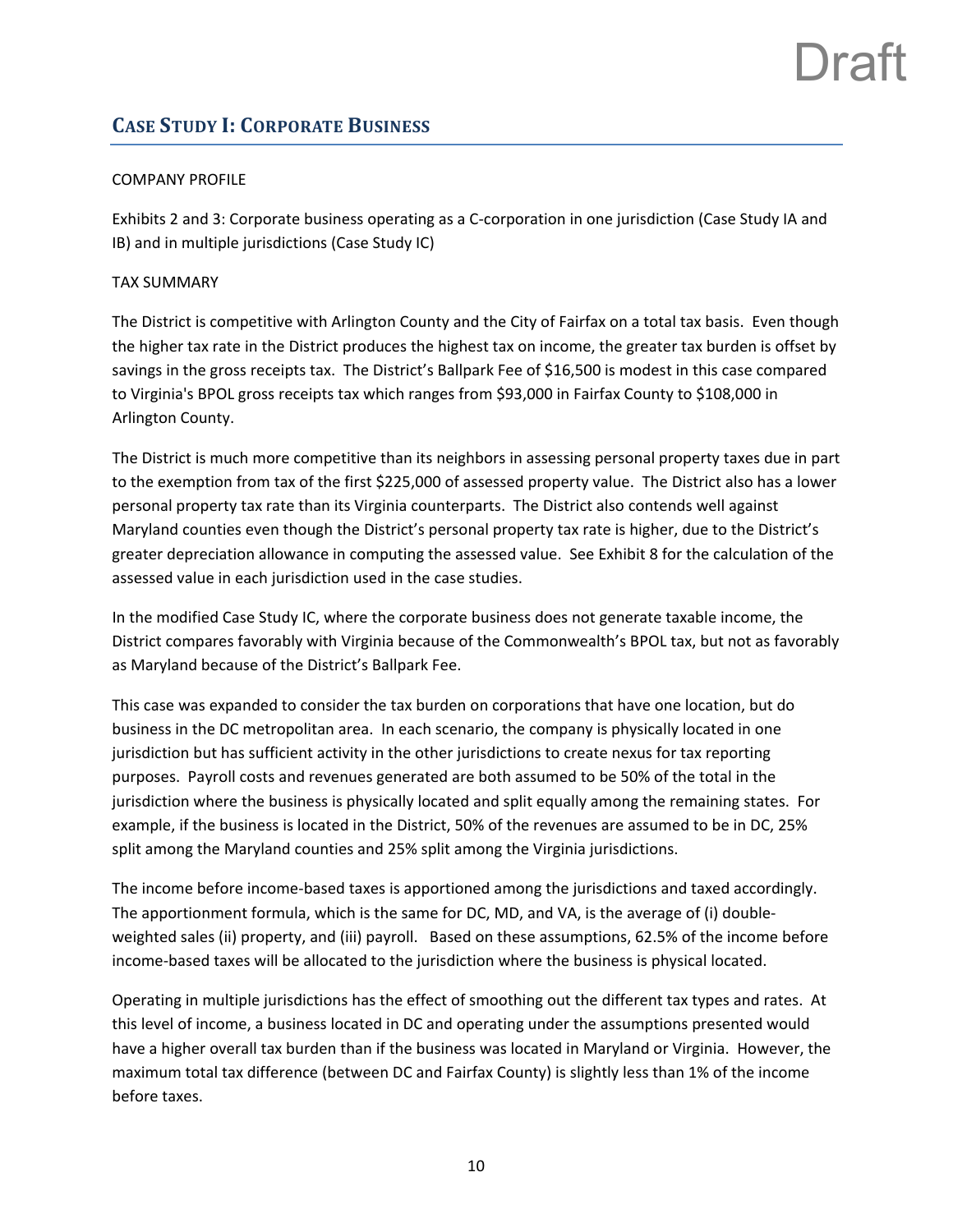## Case Study I: Corporate Business

COMPANY PROFILE

Exhibits 2 and 3: Corporate business operating as a C-corporation in one jurisdiction (Case Study IA and IB) and in multiple jurisdictions (Case Study IC)

TAX SUMMARY

The District is competitive with Arlington County and the City of Fairfax on a total tax basis. Even though the higher tax rate in the District produces the highest tax on income, the greater tax burden is offset by savings in the gross receipts tax. The District's Ballpark Fee of $16,500 is modest in this case compared to Virginia's BPOL gross receipts tax which ranges from $93,000 in Fairfax County to $108,000 in Arlington County.

The District is much more competitive than its neighbors in assessing personal property taxes due in part to the exemption from tax of the first $225,000 of assessed property value. The District also has a lower personal property tax rate than its Virginia counterparts. The District also contends well against Maryland counties even though the District's personal property tax rate is higher, due to the District's greater depreciation allowance in computing the assessed value. See Exhibit 8 for the calculation of the assessed value in each jurisdiction used in the case studies.

In the modified Case Study IC, where the corporate business does not generate taxable income, the District compares favorably with Virginia because of the Commonwealth's BPOL tax, but not as favorably as Maryland because of the District's Ballpark Fee.

This case was expanded to consider the tax burden on corporations that have one location, but do business in the DC metropolitan area. In each scenario, the company is physically located in one jurisdiction but has sufficient activity in the other jurisdictions to create nexus for tax reporting purposes. Payroll costs and revenues generated are both assumed to be 50% of the total in the jurisdiction where the business is physically located and split equally among the remaining states. For example, if the business is located in the District, 50% of the revenues are assumed to be in DC, 25% split among the Maryland counties and 25% split among the Virginia jurisdictions.

The income before income-based taxes is apportioned among the jurisdictions and taxed accordingly. The apportionment formula, which is the same for DC, MD, and VA, is the average of (i) double-weighted sales (ii) property, and (iii) payroll. Based on these assumptions, 62.5% of the income before income-based taxes will be allocated to the jurisdiction where the business is physical located.

Operating in multiple jurisdictions has the effect of smoothing out the different tax types and rates. At this level of income, a business located in DC and operating under the assumptions presented would have a higher overall tax burden than if the business was located in Maryland or Virginia. However, the maximum total tax difference (between DC and Fairfax County) is slightly less than 1% of the income before taxes.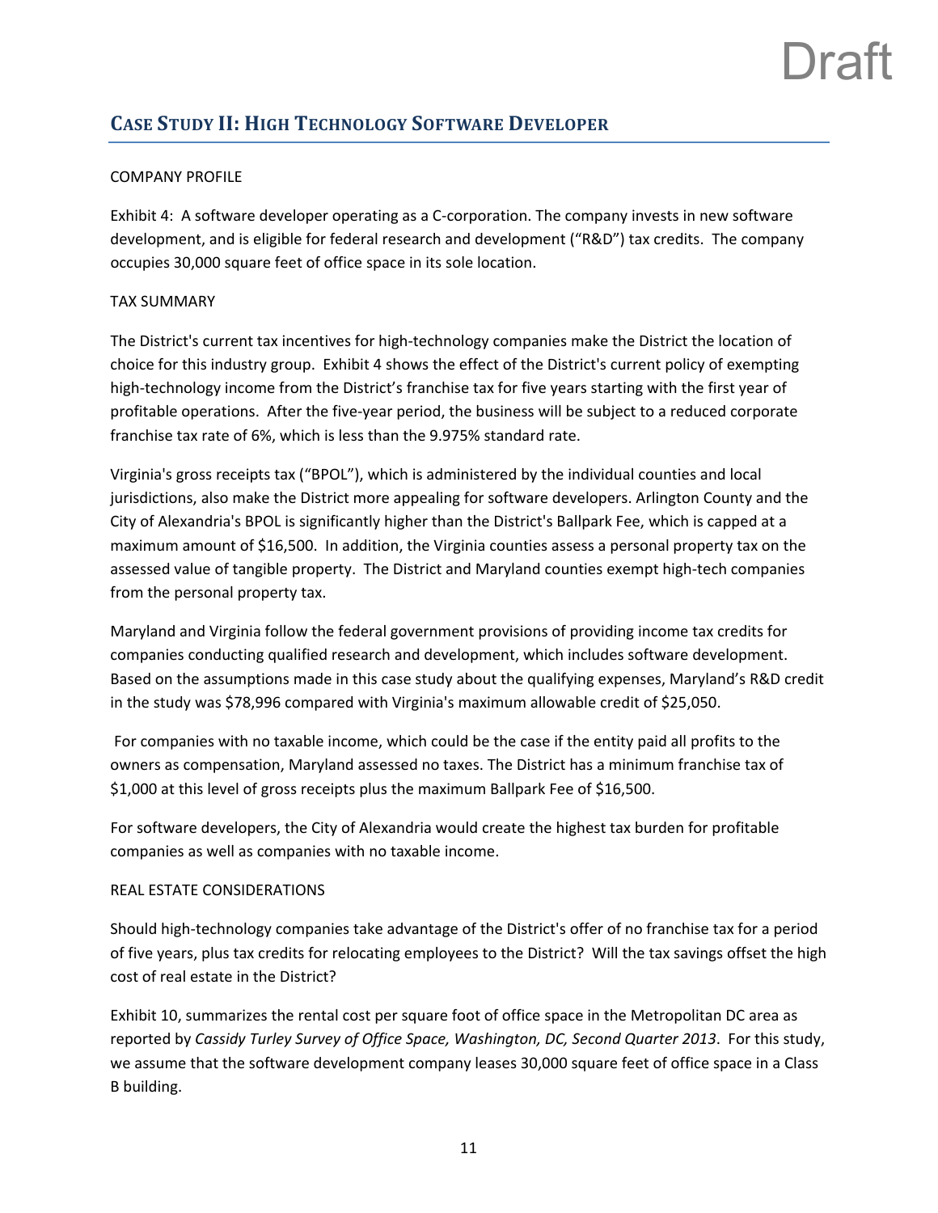## CASE STUDY II: HIGH TECHNOLOGY SOFTWARE DEVELOPER

COMPANY PROFILE

Exhibit 4: A software developer operating as a C-corporation. The company invests in new software development, and is eligible for federal research and development ("R&D") tax credits. The company occupies 30,000 square feet of office space in its sole location.

TAX SUMMARY

The District's current tax incentives for high-technology companies make the District the location of choice for this industry group. Exhibit 4 shows the effect of the District's current policy of exempting high-technology income from the District's franchise tax for five years starting with the first year of profitable operations. After the five-year period, the business will be subject to a reduced corporate franchise tax rate of 6%, which is less than the 9.975% standard rate.

Virginia's gross receipts tax ("BPOL"), which is administered by the individual counties and local jurisdictions, also make the District more appealing for software developers. Arlington County and the City of Alexandria's BPOL is significantly higher than the District's Ballpark Fee, which is capped at a maximum amount of $16,500. In addition, the Virginia counties assess a personal property tax on the assessed value of tangible property. The District and Maryland counties exempt high-tech companies from the personal property tax.

Maryland and Virginia follow the federal government provisions of providing income tax credits for companies conducting qualified research and development, which includes software development. Based on the assumptions made in this case study about the qualifying expenses, Maryland's R&D credit in the study was $78,996 compared with Virginia's maximum allowable credit of $25,050.

For companies with no taxable income, which could be the case if the entity paid all profits to the owners as compensation, Maryland assessed no taxes. The District has a minimum franchise tax of $1,000 at this level of gross receipts plus the maximum Ballpark Fee of $16,500.

For software developers, the City of Alexandria would create the highest tax burden for profitable companies as well as companies with no taxable income.

REAL ESTATE CONSIDERATIONS

Should high-technology companies take advantage of the District's offer of no franchise tax for a period of five years, plus tax credits for relocating employees to the District? Will the tax savings offset the high cost of real estate in the District?

Exhibit 10, summarizes the rental cost per square foot of office space in the Metropolitan DC area as reported by *Cassidy Turley Survey of Office Space, Washington, DC, Second Quarter 2013*. For this study, we assume that the software development company leases 30,000 square feet of office space in a Class B building.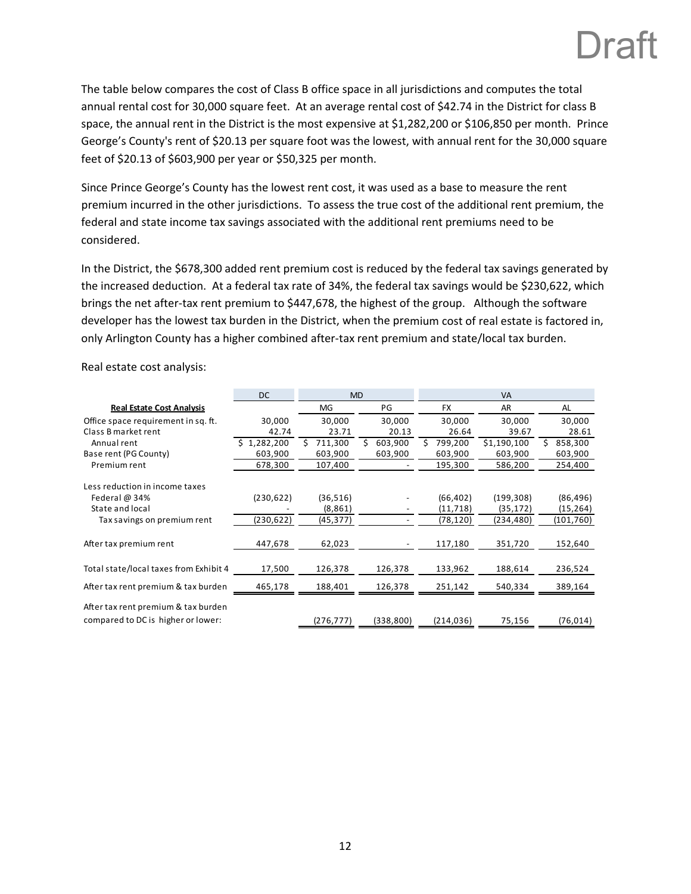Draft

The table below compares the cost of Class B office space in all jurisdictions and computes the total annual rental cost for 30,000 square feet. At an average rental cost of $42.74 in the District for class B space, the annual rent in the District is the most expensive at $1,282,200 or $106,850 per month. Prince George's County's rent of $20.13 per square foot was the lowest, with annual rent for the 30,000 square feet of $20.13 of $603,900 per year or $50,325 per month.

Since Prince George's County has the lowest rent cost, it was used as a base to measure the rent premium incurred in the other jurisdictions. To assess the true cost of the additional rent premium, the federal and state income tax savings associated with the additional rent premiums need to be considered.

In the District, the $678,300 added rent premium cost is reduced by the federal tax savings generated by the increased deduction. At a federal tax rate of 34%, the federal tax savings would be $230,622, which brings the net after-tax rent premium to $447,678, the highest of the group. Although the software developer has the lowest tax burden in the District, when the premium cost of real estate is factored in, only Arlington County has a higher combined after-tax rent premium and state/local tax burden.

Real estate cost analysis:

| | DC | MD | | VA | | |
|---|---|---|---|---|---|---|
| **Real Estate Cost Analysis** | | MG | PG | FX | AR | AL |
| Office space requirement in sq. ft. | 30,000 | 30,000 | 30,000 | 30,000 | 30,000 | 30,000 |
| Class B market rent | 42.74 | 23.71 | 20.13 | 26.64 | 39.67 | 28.61 |
| Annual rent | $ 1,282,200 | $ 711,300 | $ 603,900 | $ 799,200 | $1,190,100 | $ 858,300 |
| Base rent (PG County) | 603,900 | 603,900 | 603,900 | 603,900 | 603,900 | 603,900 |
| Premium rent | 678,300 | 107,400 | - | 195,300 | 586,200 | 254,400 |
| Less reduction in income taxes | | | | | | |
| Federal @ 34% | (230,622) | (36,516) | - | (66,402) | (199,308) | (86,496) |
| State and local | - | (8,861) | - | (11,718) | (35,172) | (15,264) |
| Tax savings on premium rent | (230,622) | (45,377) | - | (78,120) | (234,480) | (101,760) |
| After tax premium rent | 447,678 | 62,023 | - | 117,180 | 351,720 | 152,640 |
| Total state/local taxes from Exhibit 4 | 17,500 | 126,378 | 126,378 | 133,962 | 188,614 | 236,524 |
| After tax rent premium & tax burden | 465,178 | 188,401 | 126,378 | 251,142 | 540,334 | 389,164 |
| After tax rent premium & tax burden compared to DC is higher or lower: | | (276,777) | (338,800) | (214,036) | 75,156 | (76,014) |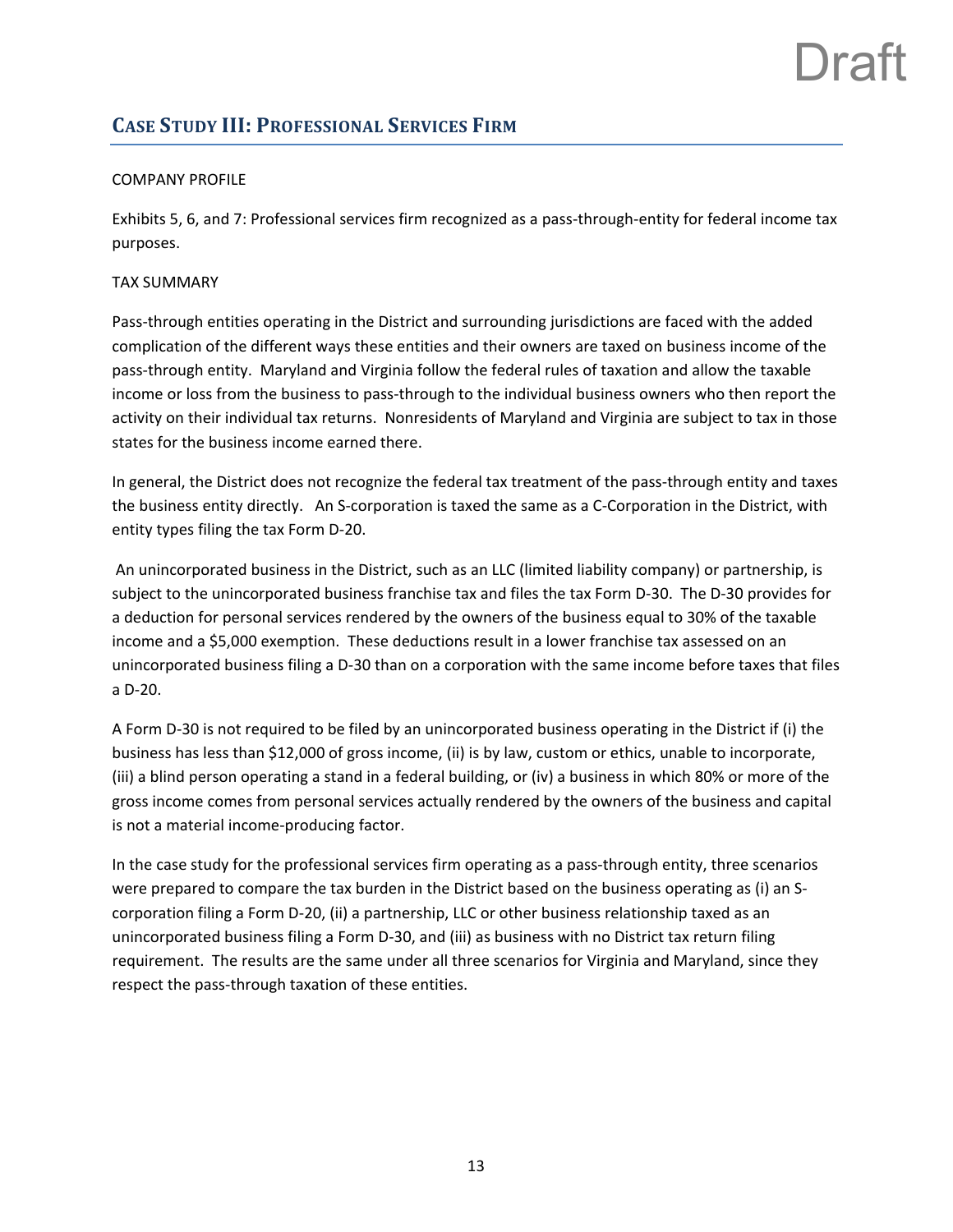## CASE STUDY III: PROFESSIONAL SERVICES FIRM

COMPANY PROFILE

Exhibits 5, 6, and 7: Professional services firm recognized as a pass-through-entity for federal income tax purposes.

TAX SUMMARY

Pass-through entities operating in the District and surrounding jurisdictions are faced with the added complication of the different ways these entities and their owners are taxed on business income of the pass-through entity. Maryland and Virginia follow the federal rules of taxation and allow the taxable income or loss from the business to pass-through to the individual business owners who then report the activity on their individual tax returns. Nonresidents of Maryland and Virginia are subject to tax in those states for the business income earned there.

In general, the District does not recognize the federal tax treatment of the pass-through entity and taxes the business entity directly. An S-corporation is taxed the same as a C-Corporation in the District, with entity types filing the tax Form D-20.

An unincorporated business in the District, such as an LLC (limited liability company) or partnership, is subject to the unincorporated business franchise tax and files the tax Form D-30. The D-30 provides for a deduction for personal services rendered by the owners of the business equal to 30% of the taxable income and a $5,000 exemption. These deductions result in a lower franchise tax assessed on an unincorporated business filing a D-30 than on a corporation with the same income before taxes that files a D-20.

A Form D-30 is not required to be filed by an unincorporated business operating in the District if (i) the business has less than $12,000 of gross income, (ii) is by law, custom or ethics, unable to incorporate, (iii) a blind person operating a stand in a federal building, or (iv) a business in which 80% or more of the gross income comes from personal services actually rendered by the owners of the business and capital is not a material income-producing factor.

In the case study for the professional services firm operating as a pass-through entity, three scenarios were prepared to compare the tax burden in the District based on the business operating as (i) an S-corporation filing a Form D-20, (ii) a partnership, LLC or other business relationship taxed as an unincorporated business filing a Form D-30, and (iii) as business with no District tax return filing requirement. The results are the same under all three scenarios for Virginia and Maryland, since they respect the pass-through taxation of these entities.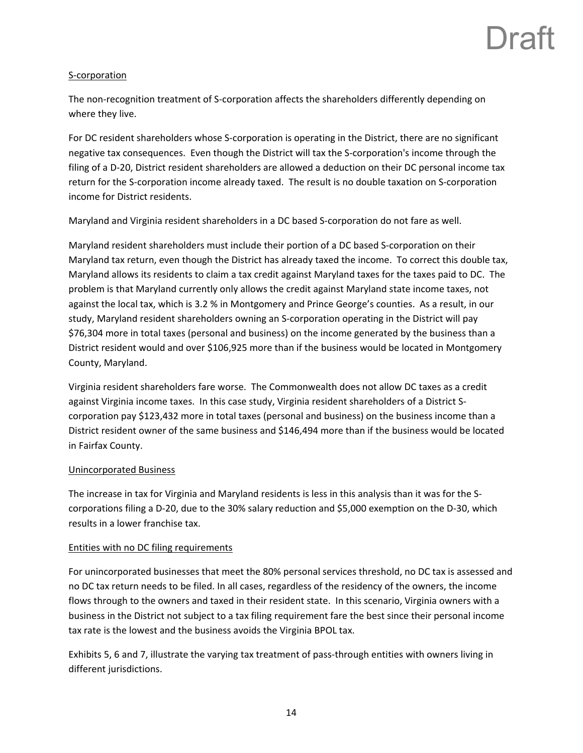Draft

### S-corporation

The non-recognition treatment of S-corporation affects the shareholders differently depending on where they live.

For DC resident shareholders whose S-corporation is operating in the District, there are no significant negative tax consequences. Even though the District will tax the S-corporation's income through the filing of a D-20, District resident shareholders are allowed a deduction on their DC personal income tax return for the S-corporation income already taxed. The result is no double taxation on S-corporation income for District residents.

Maryland and Virginia resident shareholders in a DC based S-corporation do not fare as well.

Maryland resident shareholders must include their portion of a DC based S-corporation on their Maryland tax return, even though the District has already taxed the income. To correct this double tax, Maryland allows its residents to claim a tax credit against Maryland taxes for the taxes paid to DC. The problem is that Maryland currently only allows the credit against Maryland state income taxes, not against the local tax, which is 3.2 % in Montgomery and Prince George's counties. As a result, in our study, Maryland resident shareholders owning an S-corporation operating in the District will pay $76,304 more in total taxes (personal and business) on the income generated by the business than a District resident would and over $106,925 more than if the business would be located in Montgomery County, Maryland.

Virginia resident shareholders fare worse. The Commonwealth does not allow DC taxes as a credit against Virginia income taxes. In this case study, Virginia resident shareholders of a District S-corporation pay $123,432 more in total taxes (personal and business) on the business income than a District resident owner of the same business and $146,494 more than if the business would be located in Fairfax County.

### Unincorporated Business

The increase in tax for Virginia and Maryland residents is less in this analysis than it was for the S-corporations filing a D-20, due to the 30% salary reduction and $5,000 exemption on the D-30, which results in a lower franchise tax.

### Entities with no DC filing requirements

For unincorporated businesses that meet the 80% personal services threshold, no DC tax is assessed and no DC tax return needs to be filed. In all cases, regardless of the residency of the owners, the income flows through to the owners and taxed in their resident state. In this scenario, Virginia owners with a business in the District not subject to a tax filing requirement fare the best since their personal income tax rate is the lowest and the business avoids the Virginia BPOL tax.

Exhibits 5, 6 and 7, illustrate the varying tax treatment of pass-through entities with owners living in different jurisdictions.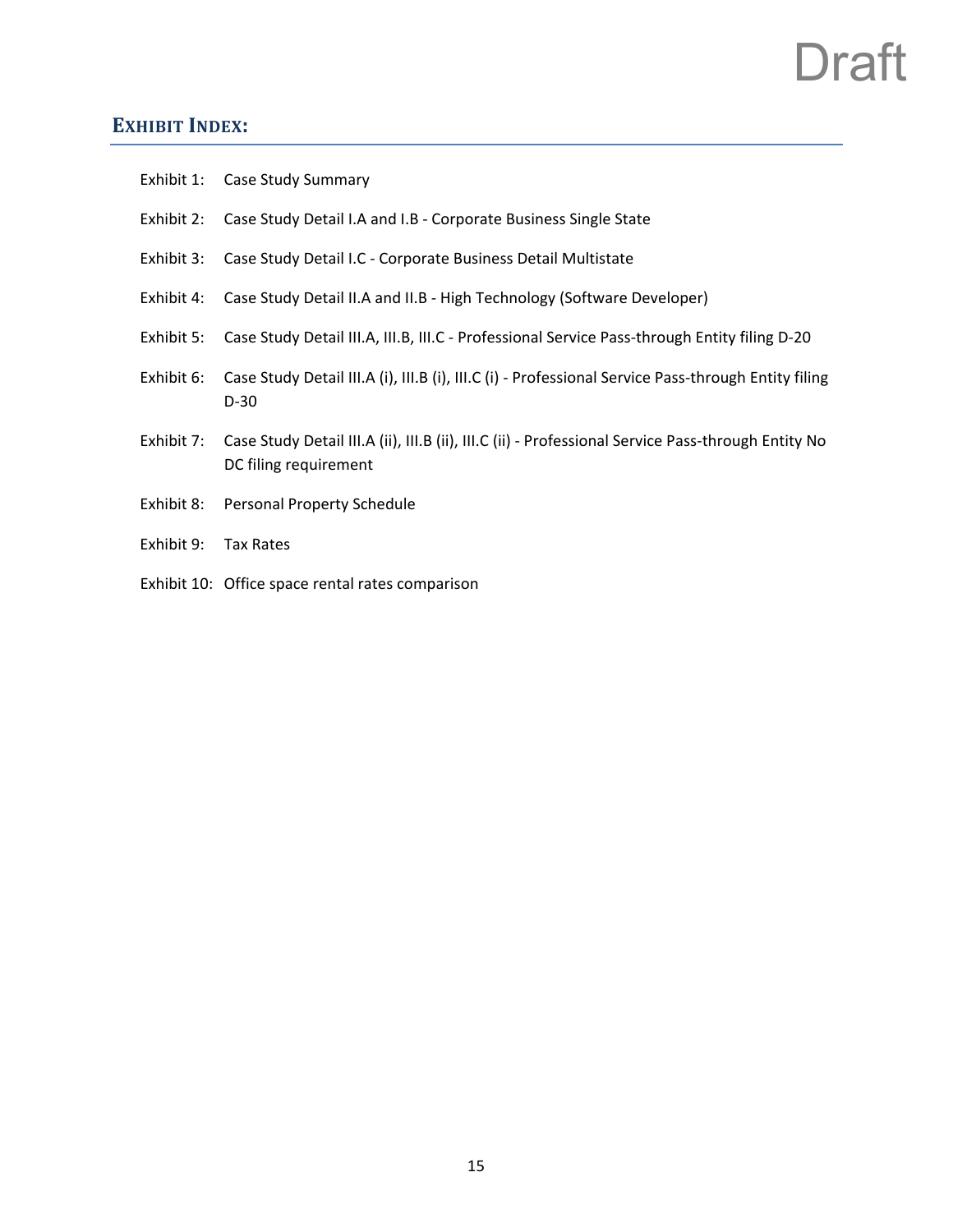Draft

## EXHIBIT INDEX:

Exhibit 1: Case Study Summary

Exhibit 2: Case Study Detail I.A and I.B - Corporate Business Single State

Exhibit 3: Case Study Detail I.C - Corporate Business Detail Multistate

Exhibit 4: Case Study Detail II.A and II.B - High Technology (Software Developer)

Exhibit 5: Case Study Detail III.A, III.B, III.C - Professional Service Pass-through Entity filing D-20

Exhibit 6: Case Study Detail III.A (i), III.B (i), III.C (i) - Professional Service Pass-through Entity filing D-30

Exhibit 7: Case Study Detail III.A (ii), III.B (ii), III.C (ii) - Professional Service Pass-through Entity No DC filing requirement

Exhibit 8: Personal Property Schedule

Exhibit 9: Tax Rates

Exhibit 10: Office space rental rates comparison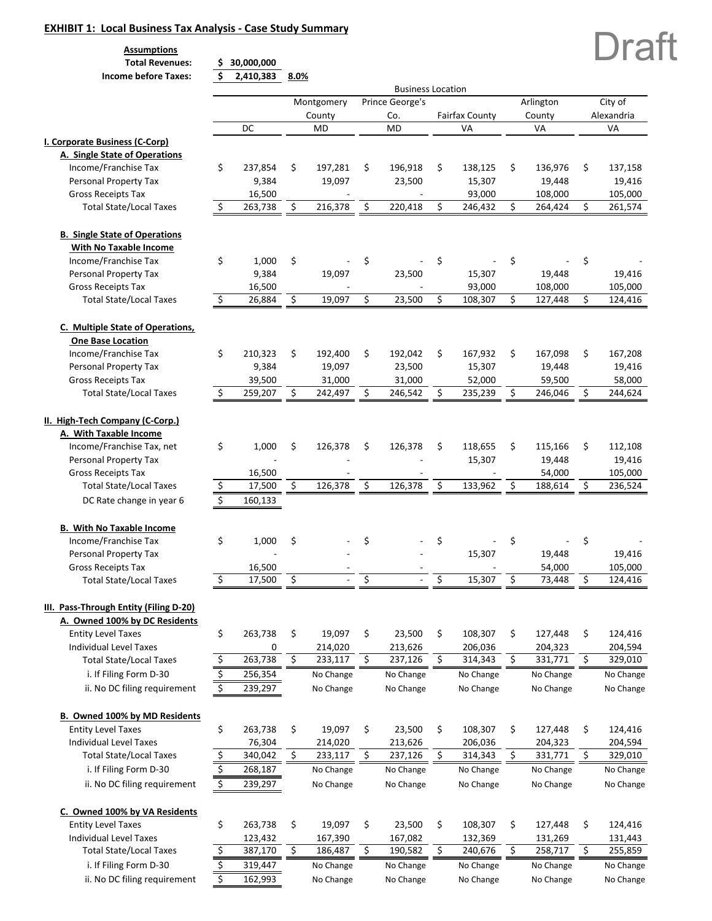## EXHIBIT 1: Local Business Tax Analysis - Case Study Summary

Draft

**Assumptions**

| | | |
|---|---|---|
| **Total Revenues:** | **$ 30,000,000** | |
| **Income before Taxes:** | **$ 2,410,383** | **8.0%** |

| | Business Location | | | | | |
|---|---|---|---|---|---|---|
| | DC | Montgomery County MD | Prince George's Co. MD | Fairfax County VA | Arlington County VA | City of Alexandria VA |
| **I. Corporate Business (C-Corp)** | | | | | | |
| **A. Single State of Operations** | | | | | | |
| Income/Franchise Tax | $ 237,854 | $ 197,281 | $ 196,918 | $ 138,125 | $ 136,976 | $ 137,158 |
| Personal Property Tax | 9,384 | 19,097 | 23,500 | 15,307 | 19,448 | 19,416 |
| Gross Receipts Tax | 16,500 | - | - | 93,000 | 108,000 | 105,000 |
| Total State/Local Taxes | $ 263,738 | $ 216,378 | $ 220,418 | $ 246,432 | $ 264,424 | $ 261,574 |
| **B. Single State of Operations With No Taxable Income** | | | | | | |
| Income/Franchise Tax | $ 1,000 | $ - | $ - | $ - | $ - | $ - |
| Personal Property Tax | 9,384 | 19,097 | 23,500 | 15,307 | 19,448 | 19,416 |
| Gross Receipts Tax | 16,500 | - | - | 93,000 | 108,000 | 105,000 |
| Total State/Local Taxes | $ 26,884 | $ 19,097 | $ 23,500 | $ 108,307 | $ 127,448 | $ 124,416 |
| **C. Multiple State of Operations, One Base Location** | | | | | | |
| Income/Franchise Tax | $ 210,323 | $ 192,400 | $ 192,042 | $ 167,932 | $ 167,098 | $ 167,208 |
| Personal Property Tax | 9,384 | 19,097 | 23,500 | 15,307 | 19,448 | 19,416 |
| Gross Receipts Tax | 39,500 | 31,000 | 31,000 | 52,000 | 59,500 | 58,000 |
| Total State/Local Taxes | $ 259,207 | $ 242,497 | $ 246,542 | $ 235,239 | $ 246,046 | $ 244,624 |
| **II. High-Tech Company (C-Corp.)** | | | | | | |
| **A. With Taxable Income** | | | | | | |
| Income/Franchise Tax, net | $ 1,000 | $ 126,378 | $ 126,378 | $ 118,655 | $ 115,166 | $ 112,108 |
| Personal Property Tax | - | - | - | 15,307 | 19,448 | 19,416 |
| Gross Receipts Tax | 16,500 | - | - | - | 54,000 | 105,000 |
| Total State/Local Taxes | $ 17,500 | $ 126,378 | $ 126,378 | $ 133,962 | $ 188,614 | $ 236,524 |
| DC Rate change in year 6 | $ 160,133 | | | | | |
| **B. With No Taxable Income** | | | | | | |
| Income/Franchise Tax | $ 1,000 | $ - | $ - | $ - | $ - | $ - |
| Personal Property Tax | - | - | - | 15,307 | 19,448 | 19,416 |
| Gross Receipts Tax | 16,500 | - | - | - | 54,000 | 105,000 |
| Total State/Local Taxes | $ 17,500 | $ - | $ - | $ 15,307 | $ 73,448 | $ 124,416 |
| **III. Pass-Through Entity (Filing D-20)** | | | | | | |
| **A. Owned 100% by DC Residents** | | | | | | |
| Entity Level Taxes | $ 263,738 | $ 19,097 | $ 23,500 | $ 108,307 | $ 127,448 | $ 124,416 |
| Individual Level Taxes | 0 | 214,020 | 213,626 | 206,036 | 204,323 | 204,594 |
| Total State/Local Taxes | $ 263,738 | $ 233,117 | $ 237,126 | $ 314,343 | $ 331,771 | $ 329,010 |
| i. If Filing Form D-30 | $ 256,354 | No Change | No Change | No Change | No Change | No Change |
| ii. No DC filing requirement | $ 239,297 | No Change | No Change | No Change | No Change | No Change |
| **B. Owned 100% by MD Residents** | | | | | | |
| Entity Level Taxes | $ 263,738 | $ 19,097 | $ 23,500 | $ 108,307 | $ 127,448 | $ 124,416 |
| Individual Level Taxes | 76,304 | 214,020 | 213,626 | 206,036 | 204,323 | 204,594 |
| Total State/Local Taxes | $ 340,042 | $ 233,117 | $ 237,126 | $ 314,343 | $ 331,771 | $ 329,010 |
| i. If Filing Form D-30 | $ 268,187 | No Change | No Change | No Change | No Change | No Change |
| ii. No DC filing requirement | $ 239,297 | No Change | No Change | No Change | No Change | No Change |
| **C. Owned 100% by VA Residents** | | | | | | |
| Entity Level Taxes | $ 263,738 | $ 19,097 | $ 23,500 | $ 108,307 | $ 127,448 | $ 124,416 |
| Individual Level Taxes | 123,432 | 167,390 | 167,082 | 132,369 | 131,269 | 131,443 |
| Total State/Local Taxes | $ 387,170 | $ 186,487 | $ 190,582 | $ 240,676 | $ 258,717 | $ 255,859 |
| i. If Filing Form D-30 | $ 319,447 | No Change | No Change | No Change | No Change | No Change |
| ii. No DC filing requirement | $ 162,993 | No Change | No Change | No Change | No Change | No Change |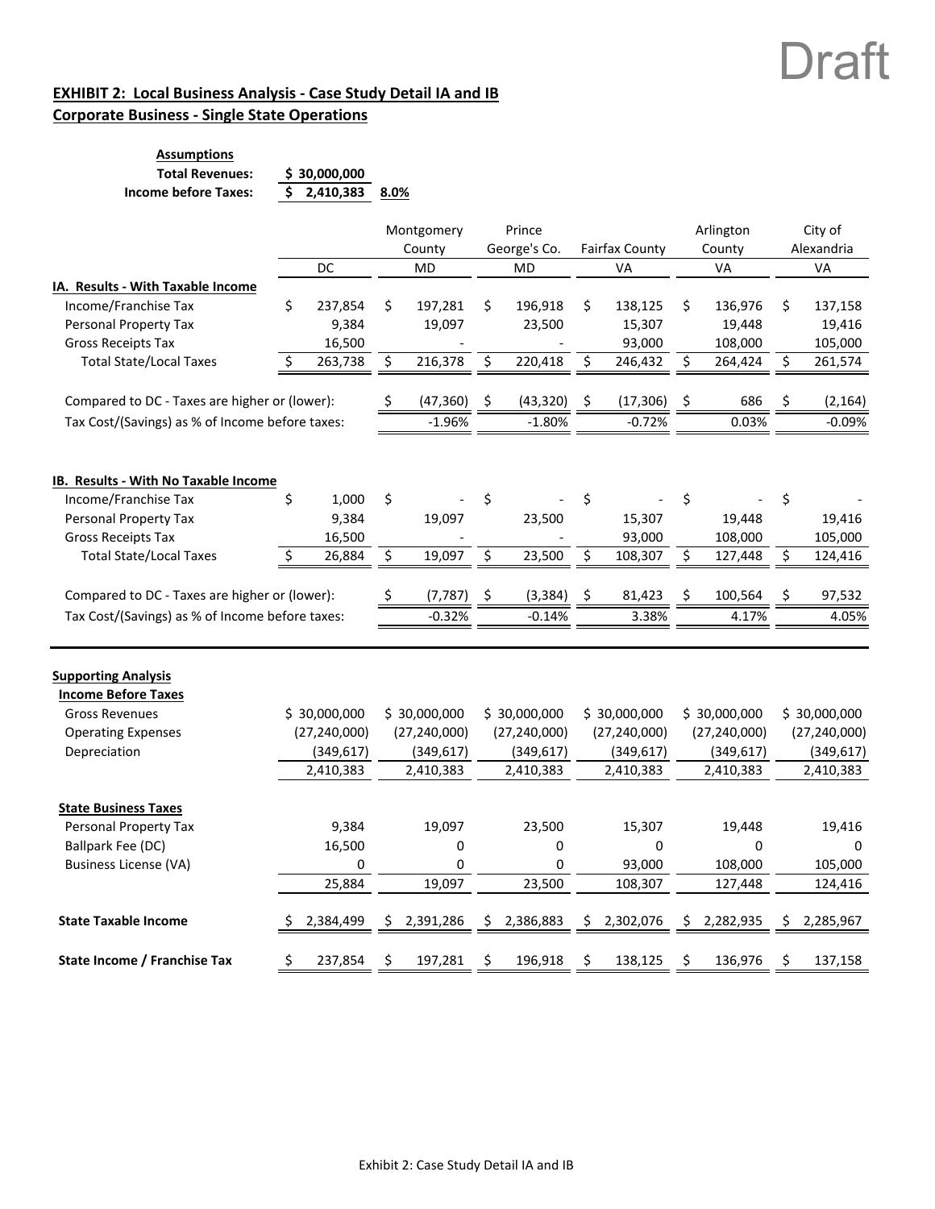Draft

**EXHIBIT 2: Local Business Analysis - Case Study Detail IA and IB**
**Corporate Business - Single State Operations**

**Assumptions**

| | | |
|---|---|---|
| **Total Revenues:** | **$ 30,000,000** | |
| **Income before Taxes:** | **$ 2,410,383** | **8.0%** |

| | DC | Montgomery County MD | Prince George's Co. MD | Fairfax County VA | Arlington County VA | City of Alexandria VA |
|---|---|---|---|---|---|---|
| **IA. Results - With Taxable Income** | | | | | | |
| Income/Franchise Tax | $ 237,854 | $ 197,281 | $ 196,918 | $ 138,125 | $ 136,976 | $ 137,158 |
| Personal Property Tax | 9,384 | 19,097 | 23,500 | 15,307 | 19,448 | 19,416 |
| Gross Receipts Tax | 16,500 | - | - | 93,000 | 108,000 | 105,000 |
| Total State/Local Taxes | $ 263,738 | $ 216,378 | $ 220,418 | $ 246,432 | $ 264,424 | $ 261,574 |
| Compared to DC - Taxes are higher or (lower): | | $ (47,360) | $ (43,320) | $ (17,306) | $ 686 | $ (2,164) |
| Tax Cost/(Savings) as % of Income before taxes: | | -1.96% | -1.80% | -0.72% | 0.03% | -0.09% |
| **IB. Results - With No Taxable Income** | | | | | | |
| Income/Franchise Tax | $ 1,000 | $ - | $ - | $ - | $ - | $ - |
| Personal Property Tax | 9,384 | 19,097 | 23,500 | 15,307 | 19,448 | 19,416 |
| Gross Receipts Tax | 16,500 | - | - | 93,000 | 108,000 | 105,000 |
| Total State/Local Taxes | $ 26,884 | $ 19,097 | $ 23,500 | $ 108,307 | $ 127,448 | $ 124,416 |
| Compared to DC - Taxes are higher or (lower): | | $ (7,787) | $ (3,384) | $ 81,423 | $ 100,564 | $ 97,532 |
| Tax Cost/(Savings) as % of Income before taxes: | | -0.32% | -0.14% | 3.38% | 4.17% | 4.05% |

**Supporting Analysis**

| | DC | Montgomery County MD | Prince George's Co. MD | Fairfax County VA | Arlington County VA | City of Alexandria VA |
|---|---|---|---|---|---|---|
| **Income Before Taxes** | | | | | | |
| Gross Revenues | $ 30,000,000 | $ 30,000,000 | $ 30,000,000 | $ 30,000,000 | $ 30,000,000 | $ 30,000,000 |
| Operating Expenses | (27,240,000) | (27,240,000) | (27,240,000) | (27,240,000) | (27,240,000) | (27,240,000) |
| Depreciation | (349,617) | (349,617) | (349,617) | (349,617) | (349,617) | (349,617) |
| | 2,410,383 | 2,410,383 | 2,410,383 | 2,410,383 | 2,410,383 | 2,410,383 |
| **State Business Taxes** | | | | | | |
| Personal Property Tax | 9,384 | 19,097 | 23,500 | 15,307 | 19,448 | 19,416 |
| Ballpark Fee (DC) | 16,500 | 0 | 0 | 0 | 0 | 0 |
| Business License (VA) | 0 | 0 | 0 | 93,000 | 108,000 | 105,000 |
| | 25,884 | 19,097 | 23,500 | 108,307 | 127,448 | 124,416 |
| **State Taxable Income** | $ 2,384,499 | $ 2,391,286 | $ 2,386,883 | $ 2,302,076 | $ 2,282,935 | $ 2,285,967 |
| **State Income / Franchise Tax** | $ 237,854 | $ 197,281 | $ 196,918 | $ 138,125 | $ 136,976 | $ 137,158 |

Exhibit 2: Case Study Detail IA and IB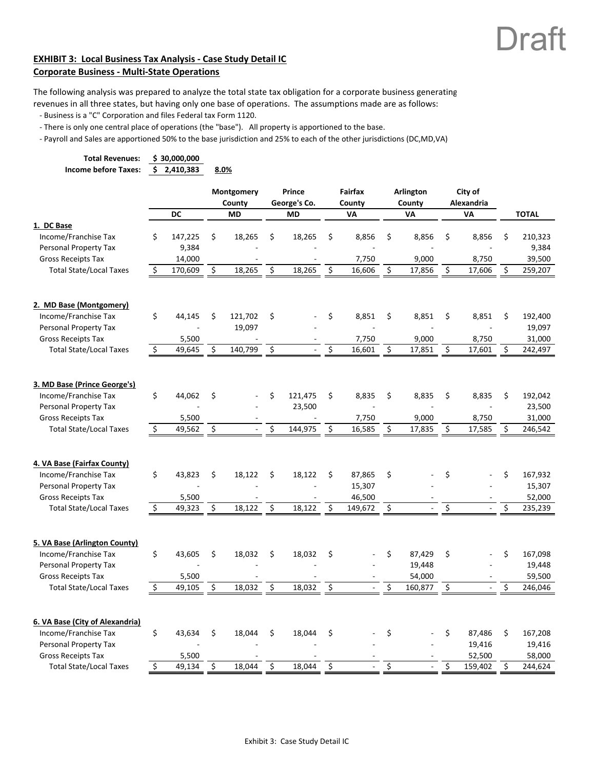Draft

**EXHIBIT 3: Local Business Tax Analysis - Case Study Detail IC**
**Corporate Business - Multi-State Operations**

The following analysis was prepared to analyze the total state tax obligation for a corporate business generating revenues in all three states, but having only one base of operations. The assumptions made are as follows:

- Business is a "C" Corporation and files Federal tax Form 1120.
- There is only one central place of operations (the "base"). All property is apportioned to the base.
- Payroll and Sales are apportioned 50% to the base jurisdiction and 25% to each of the other jurisdictions (DC,MD,VA)

**Total Revenues:** $ 30,000,000
**Income before Taxes:** $ 2,410,383 8.0%

| | DC | Montgomery County MD | Prince George's Co. MD | Fairfax County VA | Arlington County VA | City of Alexandria VA | TOTAL |
|---|---|---|---|---|---|---|---|
| **1. DC Base** | | | | | | | |
| Income/Franchise Tax | $ 147,225 | $ 18,265 | $ 18,265 | $ 8,856 | $ 8,856 | $ 8,856 | $ 210,323 |
| Personal Property Tax | 9,384 | - | - | - | - | - | 9,384 |
| Gross Receipts Tax | 14,000 | - | - | 7,750 | 9,000 | 8,750 | 39,500 |
| Total State/Local Taxes | $ 170,609 | $ 18,265 | $ 18,265 | $ 16,606 | $ 17,856 | $ 17,606 | $ 259,207 |
| **2. MD Base (Montgomery)** | | | | | | | |
| Income/Franchise Tax | $ 44,145 | $ 121,702 | $ - | $ 8,851 | $ 8,851 | $ 8,851 | $ 192,400 |
| Personal Property Tax | - | 19,097 | - | - | - | - | 19,097 |
| Gross Receipts Tax | 5,500 | - | - | 7,750 | 9,000 | 8,750 | 31,000 |
| Total State/Local Taxes | $ 49,645 | $ 140,799 | $ - | $ 16,601 | $ 17,851 | $ 17,601 | $ 242,497 |
| **3. MD Base (Prince George's)** | | | | | | | |
| Income/Franchise Tax | $ 44,062 | $ - | $ 121,475 | $ 8,835 | $ 8,835 | $ 8,835 | $ 192,042 |
| Personal Property Tax | - | - | 23,500 | - | - | - | 23,500 |
| Gross Receipts Tax | 5,500 | - | - | 7,750 | 9,000 | 8,750 | 31,000 |
| Total State/Local Taxes | $ 49,562 | $ - | $ 144,975 | $ 16,585 | $ 17,835 | $ 17,585 | $ 246,542 |
| **4. VA Base (Fairfax County)** | | | | | | | |
| Income/Franchise Tax | $ 43,823 | $ 18,122 | $ 18,122 | $ 87,865 | $ - | $ - | $ 167,932 |
| Personal Property Tax | - | - | - | 15,307 | - | - | 15,307 |
| Gross Receipts Tax | 5,500 | - | - | 46,500 | - | - | 52,000 |
| Total State/Local Taxes | $ 49,323 | $ 18,122 | $ 18,122 | $ 149,672 | $ - | $ - | $ 235,239 |
| **5. VA Base (Arlington County)** | | | | | | | |
| Income/Franchise Tax | $ 43,605 | $ 18,032 | $ 18,032 | $ - | $ 87,429 | $ - | $ 167,098 |
| Personal Property Tax | - | - | - | - | 19,448 | - | 19,448 |
| Gross Receipts Tax | 5,500 | - | - | - | 54,000 | - | 59,500 |
| Total State/Local Taxes | $ 49,105 | $ 18,032 | $ 18,032 | $ - | $ 160,877 | $ - | $ 246,046 |
| **6. VA Base (City of Alexandria)** | | | | | | | |
| Income/Franchise Tax | $ 43,634 | $ 18,044 | $ 18,044 | $ - | $ - | $ 87,486 | $ 167,208 |
| Personal Property Tax | - | - | - | - | - | 19,416 | 19,416 |
| Gross Receipts Tax | 5,500 | - | - | - | - | 52,500 | 58,000 |
| Total State/Local Taxes | $ 49,134 | $ 18,044 | $ 18,044 | $ - | $ - | $ 159,402 | $ 244,624 |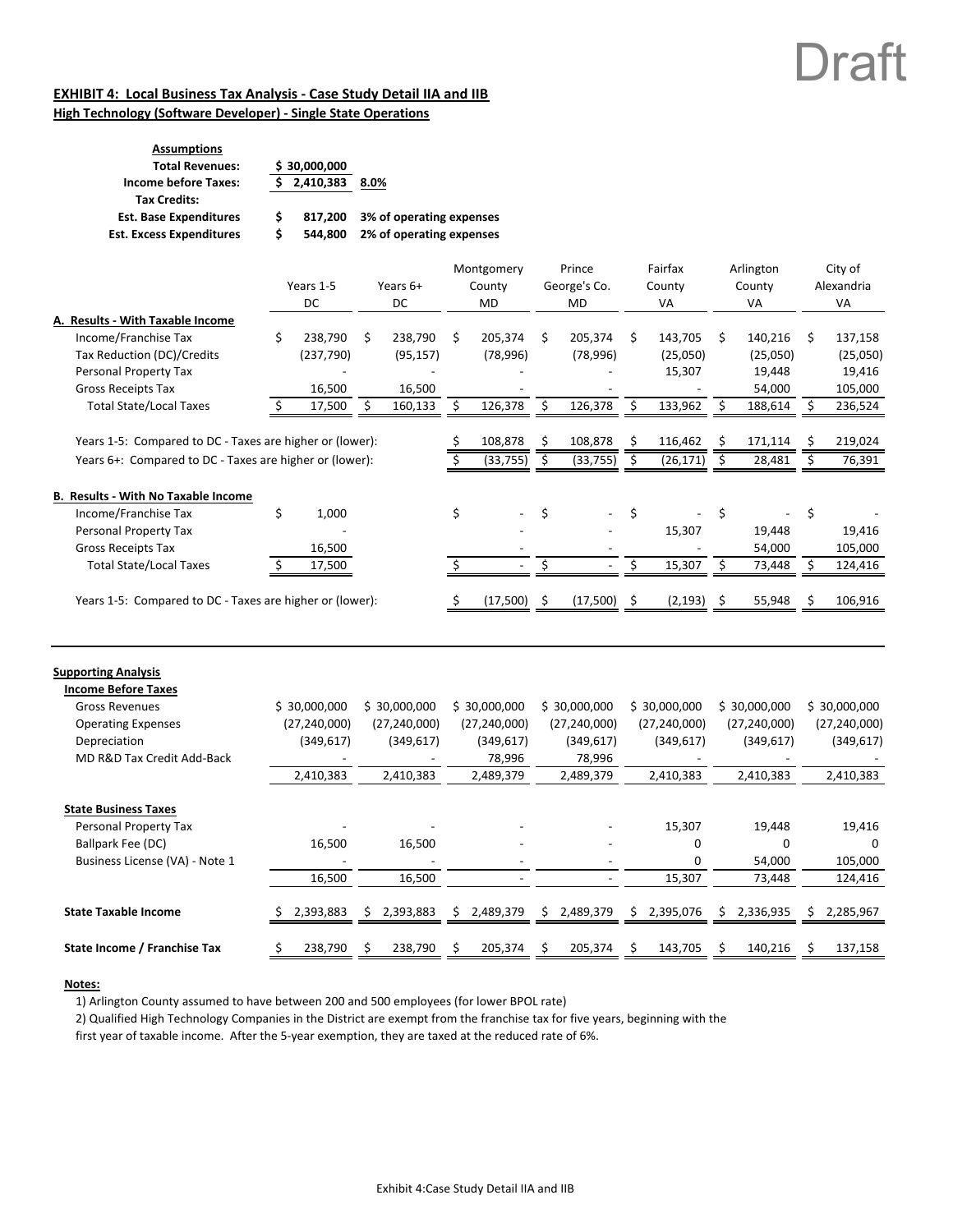Draft

**EXHIBIT 4: Local Business Tax Analysis - Case Study Detail IIA and IIB**
**High Technology (Software Developer) - Single State Operations**

**Assumptions**

| | | |
|---|---|---|
| **Total Revenues:** | **$ 30,000,000** | |
| **Income before Taxes:** | **$ 2,410,383** | **8.0%** |
| **Tax Credits:** | | |
| **Est. Base Expenditures** | **$ 817,200** | **3% of operating expenses** |
| **Est. Excess Expenditures** | **$ 544,800** | **2% of operating expenses** |

| | Years 1-5 DC | Years 6+ DC | Montgomery County MD | Prince George's Co. MD | Fairfax County VA | Arlington County VA | City of Alexandria VA |
|---|---|---|---|---|---|---|---|
| **A. Results - With Taxable Income** | | | | | | | |
| Income/Franchise Tax | $ 238,790 | $ 238,790 | $ 205,374 | $ 205,374 | $ 143,705 | $ 140,216 | $ 137,158 |
| Tax Reduction (DC)/Credits | (237,790) | (95,157) | (78,996) | (78,996) | (25,050) | (25,050) | (25,050) |
| Personal Property Tax | - | - | | | 15,307 | 19,448 | 19,416 |
| Gross Receipts Tax | 16,500 | 16,500 | - | - | - | 54,000 | 105,000 |
| Total State/Local Taxes | $ 17,500 | $ 160,133 | $ 126,378 | $ 126,378 | $ 133,962 | $ 188,614 | $ 236,524 |
| Years 1-5: Compared to DC - Taxes are higher or (lower): | | | $ 108,878 | $ 108,878 | $ 116,462 | $ 171,114 | $ 219,024 |
| Years 6+: Compared to DC - Taxes are higher or (lower): | | | $ (33,755) | $ (33,755) | $ (26,171) | $ 28,481 | $ 76,391 |
| **B. Results - With No Taxable Income** | | | | | | | |
| Income/Franchise Tax | $ 1,000 | | $ - | $ - | $ - | $ - | $ - |
| Personal Property Tax | - | | - | - | 15,307 | 19,448 | 19,416 |
| Gross Receipts Tax | 16,500 | | - | - | - | 54,000 | 105,000 |
| Total State/Local Taxes | $ 17,500 | | $ - | $ - | $ 15,307 | $ 73,448 | $ 124,416 |
| Years 1-5: Compared to DC - Taxes are higher or (lower): | | | $ (17,500) | $ (17,500) | $ (2,193) | $ 55,948 | $ 106,916 |

**Supporting Analysis**

| | Years 1-5 DC | Years 6+ DC | Montgomery County MD | Prince George's Co. MD | Fairfax County VA | Arlington County VA | City of Alexandria VA |
|---|---|---|---|---|---|---|---|
| **Income Before Taxes** | | | | | | | |
| Gross Revenues | $ 30,000,000 | $ 30,000,000 | $ 30,000,000 | $ 30,000,000 | $ 30,000,000 | $ 30,000,000 | $ 30,000,000 |
| Operating Expenses | (27,240,000) | (27,240,000) | (27,240,000) | (27,240,000) | (27,240,000) | (27,240,000) | (27,240,000) |
| Depreciation | (349,617) | (349,617) | (349,617) | (349,617) | (349,617) | (349,617) | (349,617) |
| MD R&D Tax Credit Add-Back | - | - | 78,996 | 78,996 | - | - | - |
| | 2,410,383 | 2,410,383 | 2,489,379 | 2,489,379 | 2,410,383 | 2,410,383 | 2,410,383 |
| **State Business Taxes** | | | | | | | |
| Personal Property Tax | - | - | - | - | 15,307 | 19,448 | 19,416 |
| Ballpark Fee (DC) | 16,500 | 16,500 | - | - | 0 | 0 | 0 |
| Business License (VA) - Note 1 | - | - | - | - | 0 | 54,000 | 105,000 |
| | 16,500 | 16,500 | - | - | 15,307 | 73,448 | 124,416 |
| **State Taxable Income** | $ 2,393,883 | $ 2,393,883 | $ 2,489,379 | $ 2,489,379 | $ 2,395,076 | $ 2,336,935 | $ 2,285,967 |
| **State Income / Franchise Tax** | $ 238,790 | $ 238,790 | $ 205,374 | $ 205,374 | $ 143,705 | $ 140,216 | $ 137,158 |

**Notes:**

1) Arlington County assumed to have between 200 and 500 employees (for lower BPOL rate)

2) Qualified High Technology Companies in the District are exempt from the franchise tax for five years, beginning with the first year of taxable income. After the 5-year exemption, they are taxed at the reduced rate of 6%.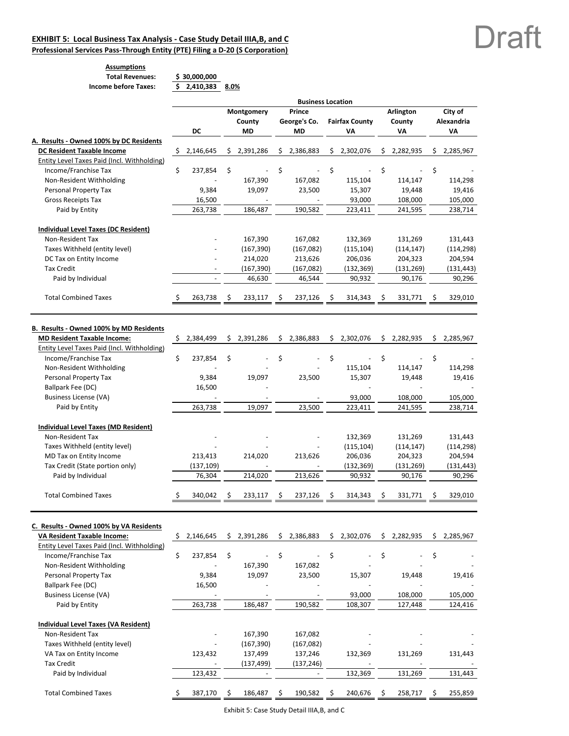Draft

**EXHIBIT 5: Local Business Tax Analysis - Case Study Detail IIIA,B, and C**
**Professional Services Pass-Through Entity (PTE) Filing a D-20 (S Corporation)**

**Assumptions**

| | | |
|---|---|---|
| **Total Revenues:** | **$ 30,000,000** | |
| **Income before Taxes:** | **$ 2,410,383** | **8.0%** |

| | **Business Location** | | | | | |
|---|---|---|---|---|---|---|
| | **DC** | **Montgomery County MD** | **Prince George's Co. MD** | **Fairfax County VA** | **Arlington County VA** | **City of Alexandria VA** |
| **A. Results - Owned 100% by DC Residents** | | | | | | |
| **DC Resident Taxable Income** | $ 2,146,645 | $ 2,391,286 | $ 2,386,883 | $ 2,302,076 | $ 2,282,935 | $ 2,285,967 |
| Entity Level Taxes Paid (Incl. Withholding) | | | | | | |
| Income/Franchise Tax | $ 237,854 | $ - | $ - | $ - | $ - | $ - |
| Non-Resident Withholding | - | 167,390 | 167,082 | 115,104 | 114,147 | 114,298 |
| Personal Property Tax | 9,384 | 19,097 | 23,500 | 15,307 | 19,448 | 19,416 |
| Gross Receipts Tax | 16,500 | - | - | 93,000 | 108,000 | 105,000 |
| Paid by Entity | 263,738 | 186,487 | 190,582 | 223,411 | 241,595 | 238,714 |
| **Individual Level Taxes (DC Resident)** | | | | | | |
| Non-Resident Tax | - | 167,390 | 167,082 | 132,369 | 131,269 | 131,443 |
| Taxes Withheld (entity level) | - | (167,390) | (167,082) | (115,104) | (114,147) | (114,298) |
| DC Tax on Entity Income | - | 214,020 | 213,626 | 206,036 | 204,323 | 204,594 |
| Tax Credit | - | (167,390) | (167,082) | (132,369) | (131,269) | (131,443) |
| Paid by Individual | - | 46,630 | 46,544 | 90,932 | 90,176 | 90,296 |
| Total Combined Taxes | $ 263,738 | $ 233,117 | $ 237,126 | $ 314,343 | $ 331,771 | $ 329,010 |
| **B. Results - Owned 100% by MD Residents** | | | | | | |
| **MD Resident Taxable Income:** | $ 2,384,499 | $ 2,391,286 | $ 2,386,883 | $ 2,302,076 | $ 2,282,935 | $ 2,285,967 |
| Entity Level Taxes Paid (Incl. Withholding) | | | | | | |
| Income/Franchise Tax | $ 237,854 | $ - | $ - | $ - | $ - | $ - |
| Non-Resident Withholding | - | - | - | 115,104 | 114,147 | 114,298 |
| Personal Property Tax | 9,384 | 19,097 | 23,500 | 15,307 | 19,448 | 19,416 |
| Ballpark Fee (DC) | 16,500 | - | | - | - | - |
| Business License (VA) | - | - | - | 93,000 | 108,000 | 105,000 |
| Paid by Entity | 263,738 | 19,097 | 23,500 | 223,411 | 241,595 | 238,714 |
| **Individual Level Taxes (MD Resident)** | | | | | | |
| Non-Resident Tax | - | - | - | 132,369 | 131,269 | 131,443 |
| Taxes Withheld (entity level) | - | - | - | (115,104) | (114,147) | (114,298) |
| MD Tax on Entity Income | 213,413 | 214,020 | 213,626 | 206,036 | 204,323 | 204,594 |
| Tax Credit (State portion only) | (137,109) | - | - | (132,369) | (131,269) | (131,443) |
| Paid by Individual | 76,304 | 214,020 | 213,626 | 90,932 | 90,176 | 90,296 |
| Total Combined Taxes | $ 340,042 | $ 233,117 | $ 237,126 | $ 314,343 | $ 331,771 | $ 329,010 |
| **C. Results - Owned 100% by VA Residents** | | | | | | |
| **VA Resident Taxable Income:** | $ 2,146,645 | $ 2,391,286 | $ 2,386,883 | $ 2,302,076 | $ 2,282,935 | $ 2,285,967 |
| Entity Level Taxes Paid (Incl. Withholding) | | | | | | |
| Income/Franchise Tax | $ 237,854 | $ - | $ - | $ - | $ - | $ - |
| Non-Resident Withholding | - | 167,390 | 167,082 | - | - | - |
| Personal Property Tax | 9,384 | 19,097 | 23,500 | 15,307 | 19,448 | 19,416 |
| Ballpark Fee (DC) | 16,500 | - | - | - | - | - |
| Business License (VA) | - | - | - | 93,000 | 108,000 | 105,000 |
| Paid by Entity | 263,738 | 186,487 | 190,582 | 108,307 | 127,448 | 124,416 |
| **Individual Level Taxes (VA Resident)** | | | | | | |
| Non-Resident Tax | - | 167,390 | 167,082 | - | - | - |
| Taxes Withheld (entity level) | - | (167,390) | (167,082) | - | - | - |
| VA Tax on Entity Income | 123,432 | 137,499 | 137,246 | 132,369 | 131,269 | 131,443 |
| Tax Credit | - | (137,499) | (137,246) | - | - | - |
| Paid by Individual | 123,432 | - | - | 132,369 | 131,269 | 131,443 |
| Total Combined Taxes | $ 387,170 | $ 186,487 | $ 190,582 | $ 240,676 | $ 258,717 | $ 255,859 |

Exhibit 5: Case Study Detail IIIA,B, and C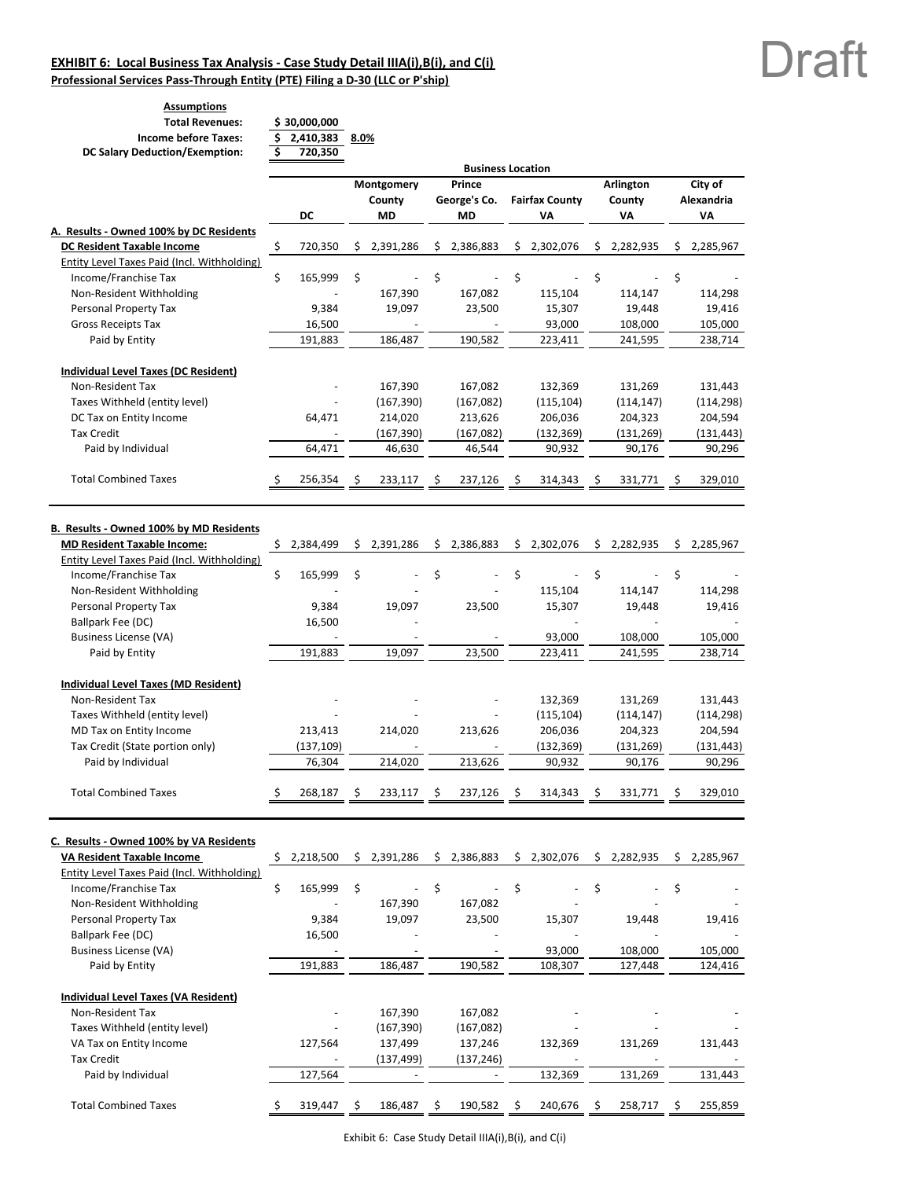Draft

**EXHIBIT 6: Local Business Tax Analysis - Case Study Detail IIIA(i),B(i), and C(i)**

**Professional Services Pass-Through Entity (PTE) Filing a D-30 (LLC or P'ship)**

**Assumptions**

| | | |
|---|---|---|
| **Total Revenues:** | **$ 30,000,000** | |
| **Income before Taxes:** | **$ 2,410,383** | **8.0%** |
| **DC Salary Deduction/Exemption:** | **$ 720,350** | |

| | Business Location | | | | | |
|---|---|---|---|---|---|---|
| | DC | Montgomery County MD | Prince George's Co. MD | Fairfax County VA | Arlington County VA | City of Alexandria VA |
| **A. Results - Owned 100% by DC Residents** | | | | | | |
| **DC Resident Taxable Income** | $ 720,350 | $ 2,391,286 | $ 2,386,883 | $ 2,302,076 | $ 2,282,935 | $ 2,285,967 |
| Entity Level Taxes Paid (Incl. Withholding) | | | | | | |
| Income/Franchise Tax | $ 165,999 | $ - | $ - | $ - | $ - | $ - |
| Non-Resident Withholding | - | 167,390 | 167,082 | 115,104 | 114,147 | 114,298 |
| Personal Property Tax | 9,384 | 19,097 | 23,500 | 15,307 | 19,448 | 19,416 |
| Gross Receipts Tax | 16,500 | - | - | 93,000 | 108,000 | 105,000 |
| Paid by Entity | 191,883 | 186,487 | 190,582 | 223,411 | 241,595 | 238,714 |
| **Individual Level Taxes (DC Resident)** | | | | | | |
| Non-Resident Tax | - | 167,390 | 167,082 | 132,369 | 131,269 | 131,443 |
| Taxes Withheld (entity level) | - | (167,390) | (167,082) | (115,104) | (114,147) | (114,298) |
| DC Tax on Entity Income | 64,471 | 214,020 | 213,626 | 206,036 | 204,323 | 204,594 |
| Tax Credit | - | (167,390) | (167,082) | (132,369) | (131,269) | (131,443) |
| Paid by Individual | 64,471 | 46,630 | 46,544 | 90,932 | 90,176 | 90,296 |
| Total Combined Taxes | $ 256,354 | $ 233,117 | $ 237,126 | $ 314,343 | $ 331,771 | $ 329,010 |
| **B. Results - Owned 100% by MD Residents** | | | | | | |
| **MD Resident Taxable Income:** | $ 2,384,499 | $ 2,391,286 | $ 2,386,883 | $ 2,302,076 | $ 2,282,935 | $ 2,285,967 |
| Entity Level Taxes Paid (Incl. Withholding) | | | | | | |
| Income/Franchise Tax | $ 165,999 | $ - | $ - | $ - | $ - | $ - |
| Non-Resident Withholding | - | - | - | 115,104 | 114,147 | 114,298 |
| Personal Property Tax | 9,384 | 19,097 | 23,500 | 15,307 | 19,448 | 19,416 |
| Ballpark Fee (DC) | 16,500 | - | | - | - | - |
| Business License (VA) | - | - | - | 93,000 | 108,000 | 105,000 |
| Paid by Entity | 191,883 | 19,097 | 23,500 | 223,411 | 241,595 | 238,714 |
| **Individual Level Taxes (MD Resident)** | | | | | | |
| Non-Resident Tax | - | - | - | 132,369 | 131,269 | 131,443 |
| Taxes Withheld (entity level) | - | - | - | (115,104) | (114,147) | (114,298) |
| MD Tax on Entity Income | 213,413 | 214,020 | 213,626 | 206,036 | 204,323 | 204,594 |
| Tax Credit (State portion only) | (137,109) | - | - | (132,369) | (131,269) | (131,443) |
| Paid by Individual | 76,304 | 214,020 | 213,626 | 90,932 | 90,176 | 90,296 |
| Total Combined Taxes | $ 268,187 | $ 233,117 | $ 237,126 | $ 314,343 | $ 331,771 | $ 329,010 |
| **C. Results - Owned 100% by VA Residents** | | | | | | |
| **VA Resident Taxable Income** | $ 2,218,500 | $ 2,391,286 | $ 2,386,883 | $ 2,302,076 | $ 2,282,935 | $ 2,285,967 |
| Entity Level Taxes Paid (Incl. Withholding) | | | | | | |
| Income/Franchise Tax | $ 165,999 | $ - | $ - | $ - | $ - | $ - |
| Non-Resident Withholding | - | 167,390 | 167,082 | - | - | - |
| Personal Property Tax | 9,384 | 19,097 | 23,500 | 15,307 | 19,448 | 19,416 |
| Ballpark Fee (DC) | 16,500 | - | - | - | - | - |
| Business License (VA) | - | - | - | 93,000 | 108,000 | 105,000 |
| Paid by Entity | 191,883 | 186,487 | 190,582 | 108,307 | 127,448 | 124,416 |
| **Individual Level Taxes (VA Resident)** | | | | | | |
| Non-Resident Tax | - | 167,390 | 167,082 | - | - | - |
| Taxes Withheld (entity level) | - | (167,390) | (167,082) | - | - | - |
| VA Tax on Entity Income | 127,564 | 137,499 | 137,246 | 132,369 | 131,269 | 131,443 |
| Tax Credit | - | (137,499) | (137,246) | - | - | - |
| Paid by Individual | 127,564 | - | - | 132,369 | 131,269 | 131,443 |
| Total Combined Taxes | $ 319,447 | $ 186,487 | $ 190,582 | $ 240,676 | $ 258,717 | $ 255,859 |

Exhibit 6: Case Study Detail IIIA(i),B(i), and C(i)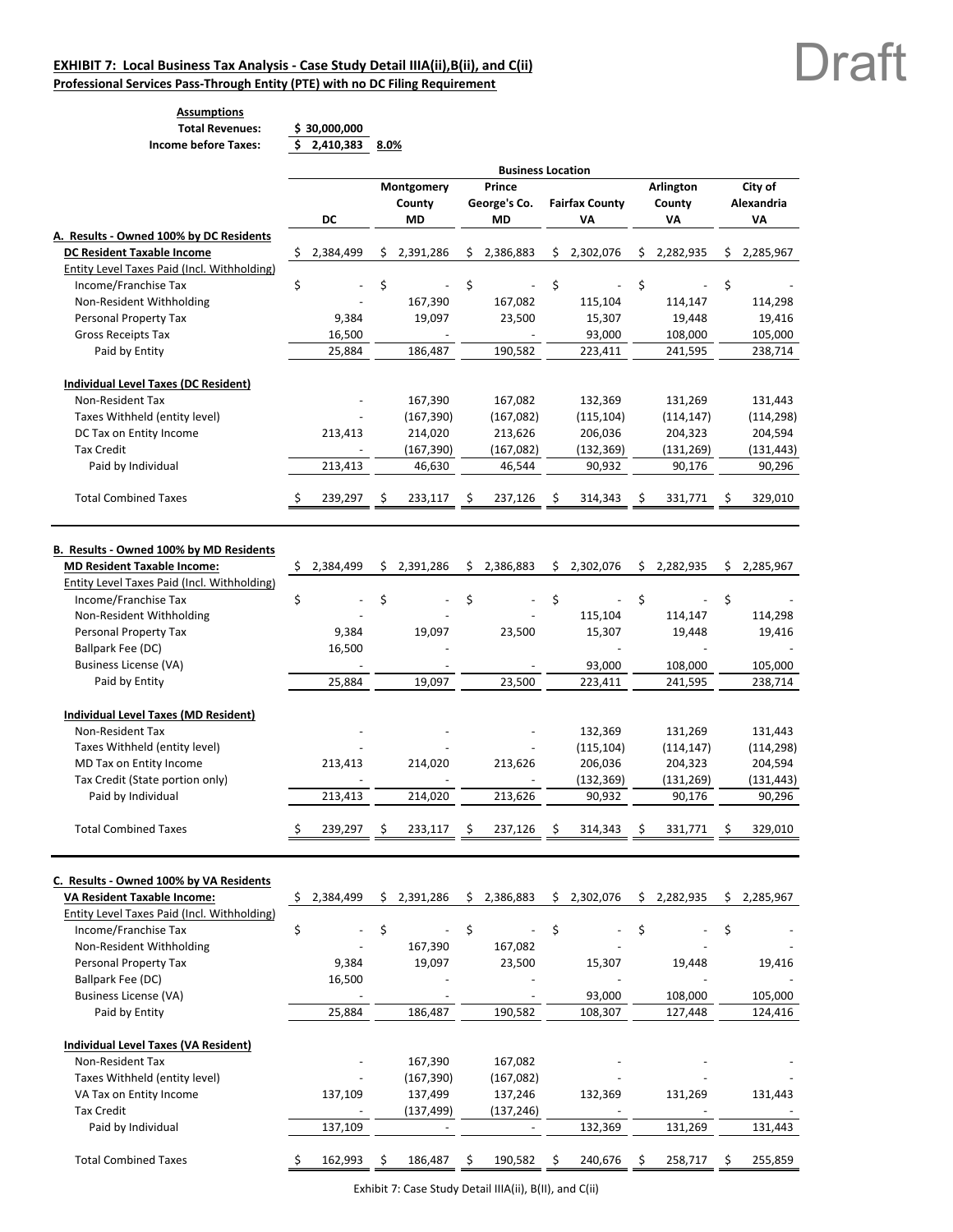**EXHIBIT 7: Local Business Tax Analysis - Case Study Detail IIIA(ii),B(ii), and C(ii)**

**Professional Services Pass-Through Entity (PTE) with no DC Filing Requirement**

Draft

**Assumptions**

| | | |
|---|---|---|
| **Total Revenues:** | **$ 30,000,000** | |
| **Income before Taxes:** | **$ 2,410,383** | **8.0%** |

| | Business Location | | | | | |
|---|---|---|---|---|---|---|
| | **DC** | **Montgomery County MD** | **Prince George's Co. MD** | **Fairfax County VA** | **Arlington County VA** | **City of Alexandria VA** |
| **A. Results - Owned 100% by DC Residents** | | | | | | |
| **DC Resident Taxable Income** | $ 2,384,499 | $ 2,391,286 | $ 2,386,883 | $ 2,302,076 | $ 2,282,935 | $ 2,285,967 |
| Entity Level Taxes Paid (Incl. Withholding) | | | | | | |
| Income/Franchise Tax | $ - | $ - | $ - | $ - | $ - | $ - |
| Non-Resident Withholding | - | 167,390 | 167,082 | 115,104 | 114,147 | 114,298 |
| Personal Property Tax | 9,384 | 19,097 | 23,500 | 15,307 | 19,448 | 19,416 |
| Gross Receipts Tax | 16,500 | - | - | 93,000 | 108,000 | 105,000 |
| Paid by Entity | 25,884 | 186,487 | 190,582 | 223,411 | 241,595 | 238,714 |
| **Individual Level Taxes (DC Resident)** | | | | | | |
| Non-Resident Tax | - | 167,390 | 167,082 | 132,369 | 131,269 | 131,443 |
| Taxes Withheld (entity level) | - | (167,390) | (167,082) | (115,104) | (114,147) | (114,298) |
| DC Tax on Entity Income | 213,413 | 214,020 | 213,626 | 206,036 | 204,323 | 204,594 |
| Tax Credit | - | (167,390) | (167,082) | (132,369) | (131,269) | (131,443) |
| Paid by Individual | 213,413 | 46,630 | 46,544 | 90,932 | 90,176 | 90,296 |
| Total Combined Taxes | $ 239,297 | $ 233,117 | $ 237,126 | $ 314,343 | $ 331,771 | $ 329,010 |
| **B. Results - Owned 100% by MD Residents** | | | | | | |
| **MD Resident Taxable Income:** | $ 2,384,499 | $ 2,391,286 | $ 2,386,883 | $ 2,302,076 | $ 2,282,935 | $ 2,285,967 |
| Entity Level Taxes Paid (Incl. Withholding) | | | | | | |
| Income/Franchise Tax | $ - | $ - | $ - | $ - | $ - | $ - |
| Non-Resident Withholding | - | - | - | 115,104 | 114,147 | 114,298 |
| Personal Property Tax | 9,384 | 19,097 | 23,500 | 15,307 | 19,448 | 19,416 |
| Ballpark Fee (DC) | 16,500 | - | | - | - | - |
| Business License (VA) | - | - | - | 93,000 | 108,000 | 105,000 |
| Paid by Entity | 25,884 | 19,097 | 23,500 | 223,411 | 241,595 | 238,714 |
| **Individual Level Taxes (MD Resident)** | | | | | | |
| Non-Resident Tax | - | - | - | 132,369 | 131,269 | 131,443 |
| Taxes Withheld (entity level) | - | - | - | (115,104) | (114,147) | (114,298) |
| MD Tax on Entity Income | 213,413 | 214,020 | 213,626 | 206,036 | 204,323 | 204,594 |
| Tax Credit (State portion only) | - | - | - | (132,369) | (131,269) | (131,443) |
| Paid by Individual | 213,413 | 214,020 | 213,626 | 90,932 | 90,176 | 90,296 |
| Total Combined Taxes | $ 239,297 | $ 233,117 | $ 237,126 | $ 314,343 | $ 331,771 | $ 329,010 |
| **C. Results - Owned 100% by VA Residents** | | | | | | |
| **VA Resident Taxable Income:** | $ 2,384,499 | $ 2,391,286 | $ 2,386,883 | $ 2,302,076 | $ 2,282,935 | $ 2,285,967 |
| Entity Level Taxes Paid (Incl. Withholding) | | | | | | |
| Income/Franchise Tax | $ - | $ - | $ - | $ - | $ - | $ - |
| Non-Resident Withholding | - | 167,390 | 167,082 | - | - | - |
| Personal Property Tax | 9,384 | 19,097 | 23,500 | 15,307 | 19,448 | 19,416 |
| Ballpark Fee (DC) | 16,500 | - | - | - | - | - |
| Business License (VA) | - | - | - | 93,000 | 108,000 | 105,000 |
| Paid by Entity | 25,884 | 186,487 | 190,582 | 108,307 | 127,448 | 124,416 |
| **Individual Level Taxes (VA Resident)** | | | | | | |
| Non-Resident Tax | - | 167,390 | 167,082 | - | - | - |
| Taxes Withheld (entity level) | - | (167,390) | (167,082) | - | - | - |
| VA Tax on Entity Income | 137,109 | 137,499 | 137,246 | 132,369 | 131,269 | 131,443 |
| Tax Credit | - | (137,499) | (137,246) | - | - | - |
| Paid by Individual | 137,109 | - | - | 132,369 | 131,269 | 131,443 |
| Total Combined Taxes | $ 162,993 | $ 186,487 | $ 190,582 | $ 240,676 | $ 258,717 | $ 255,859 |

Exhibit 7: Case Study Detail IIIA(ii), B(II), and C(ii)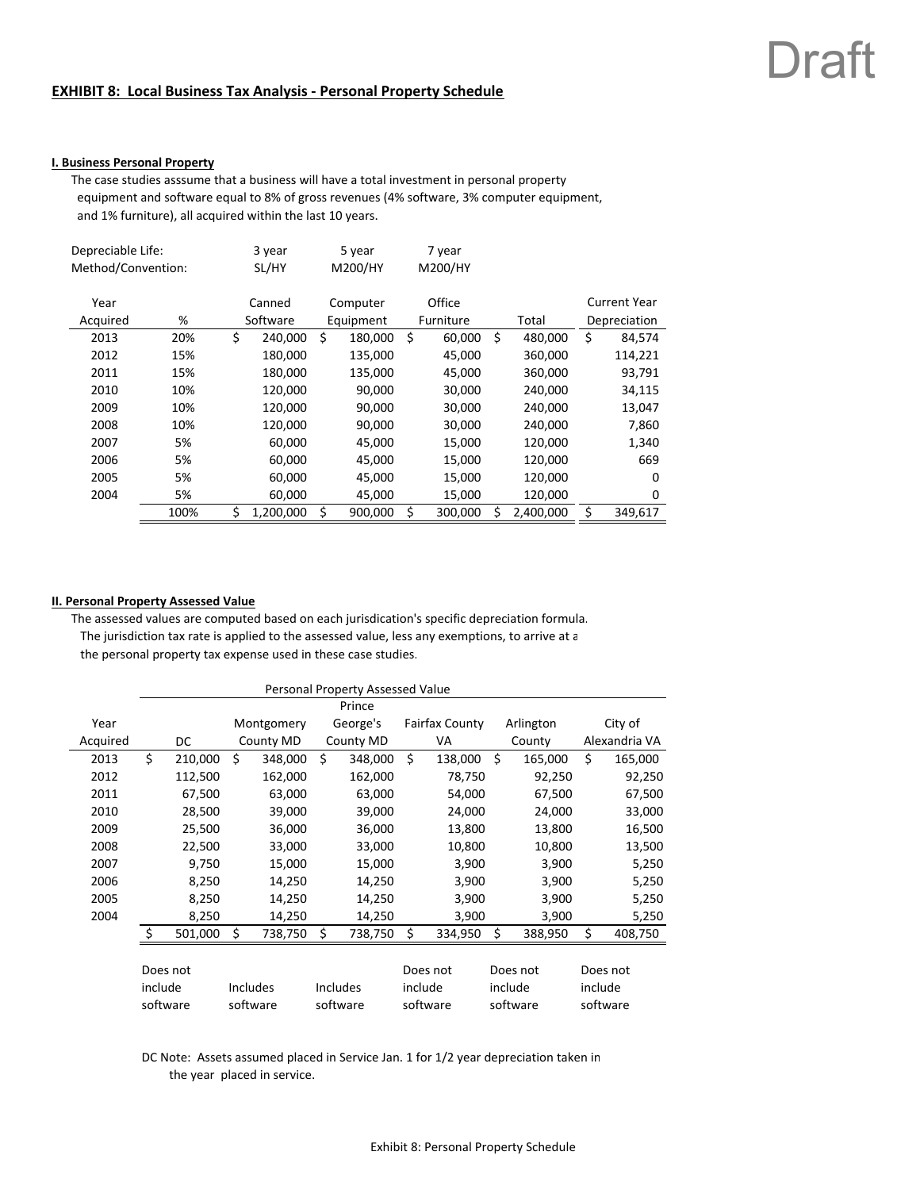Draft

**EXHIBIT 8: Local Business Tax Analysis - Personal Property Schedule**

**I. Business Personal Property**

The case studies asssume that a business will have a total investment in personal property equipment and software equal to 8% of gross revenues (4% software, 3% computer equipment, and 1% furniture), all acquired within the last 10 years.

| | | | | | | |
|---|---|---|---|---|---|---|
| Depreciable Life: | | 3 year | 5 year | 7 year | | |
| Method/Convention: | | SL/HY | M200/HY | M200/HY | | |
| Year Acquired | % | Canned Software | Computer Equipment | Office Furniture | Total | Current Year Depreciation |
| 2013 | 20% | $ 240,000 | $ 180,000 | $ 60,000 | $ 480,000 | $ 84,574 |
| 2012 | 15% | 180,000 | 135,000 | 45,000 | 360,000 | 114,221 |
| 2011 | 15% | 180,000 | 135,000 | 45,000 | 360,000 | 93,791 |
| 2010 | 10% | 120,000 | 90,000 | 30,000 | 240,000 | 34,115 |
| 2009 | 10% | 120,000 | 90,000 | 30,000 | 240,000 | 13,047 |
| 2008 | 10% | 120,000 | 90,000 | 30,000 | 240,000 | 7,860 |
| 2007 | 5% | 60,000 | 45,000 | 15,000 | 120,000 | 1,340 |
| 2006 | 5% | 60,000 | 45,000 | 15,000 | 120,000 | 669 |
| 2005 | 5% | 60,000 | 45,000 | 15,000 | 120,000 | 0 |
| 2004 | 5% | 60,000 | 45,000 | 15,000 | 120,000 | 0 |
| | 100% | $ 1,200,000 | $ 900,000 | $ 300,000 | $ 2,400,000 | $ 349,617 |

**II. Personal Property Assessed Value**

The assessed values are computed based on each jurisdication's specific depreciation formula. The jurisdiction tax rate is applied to the assessed value, less any exemptions, to arrive at a the personal property tax expense used in these case studies.

| | Personal Property Assessed Value | | | | | |
|---|---|---|---|---|---|---|
| Year Acquired | DC | Montgomery County MD | Prince George's County MD | Fairfax County VA | Arlington County | City of Alexandria VA |
| 2013 | $ 210,000 | $ 348,000 | $ 348,000 | $ 138,000 | $ 165,000 | $ 165,000 |
| 2012 | 112,500 | 162,000 | 162,000 | 78,750 | 92,250 | 92,250 |
| 2011 | 67,500 | 63,000 | 63,000 | 54,000 | 67,500 | 67,500 |
| 2010 | 28,500 | 39,000 | 39,000 | 24,000 | 24,000 | 33,000 |
| 2009 | 25,500 | 36,000 | 36,000 | 13,800 | 13,800 | 16,500 |
| 2008 | 22,500 | 33,000 | 33,000 | 10,800 | 10,800 | 13,500 |
| 2007 | 9,750 | 15,000 | 15,000 | 3,900 | 3,900 | 5,250 |
| 2006 | 8,250 | 14,250 | 14,250 | 3,900 | 3,900 | 5,250 |
| 2005 | 8,250 | 14,250 | 14,250 | 3,900 | 3,900 | 5,250 |
| 2004 | 8,250 | 14,250 | 14,250 | 3,900 | 3,900 | 5,250 |
| | $ 501,000 | $ 738,750 | $ 738,750 | $ 334,950 | $ 388,950 | $ 408,750 |
| | Does not include software | Includes software | Includes software | Does not include software | Does not include software | Does not include software |

DC Note: Assets assumed placed in Service Jan. 1 for 1/2 year depreciation taken in the year placed in service.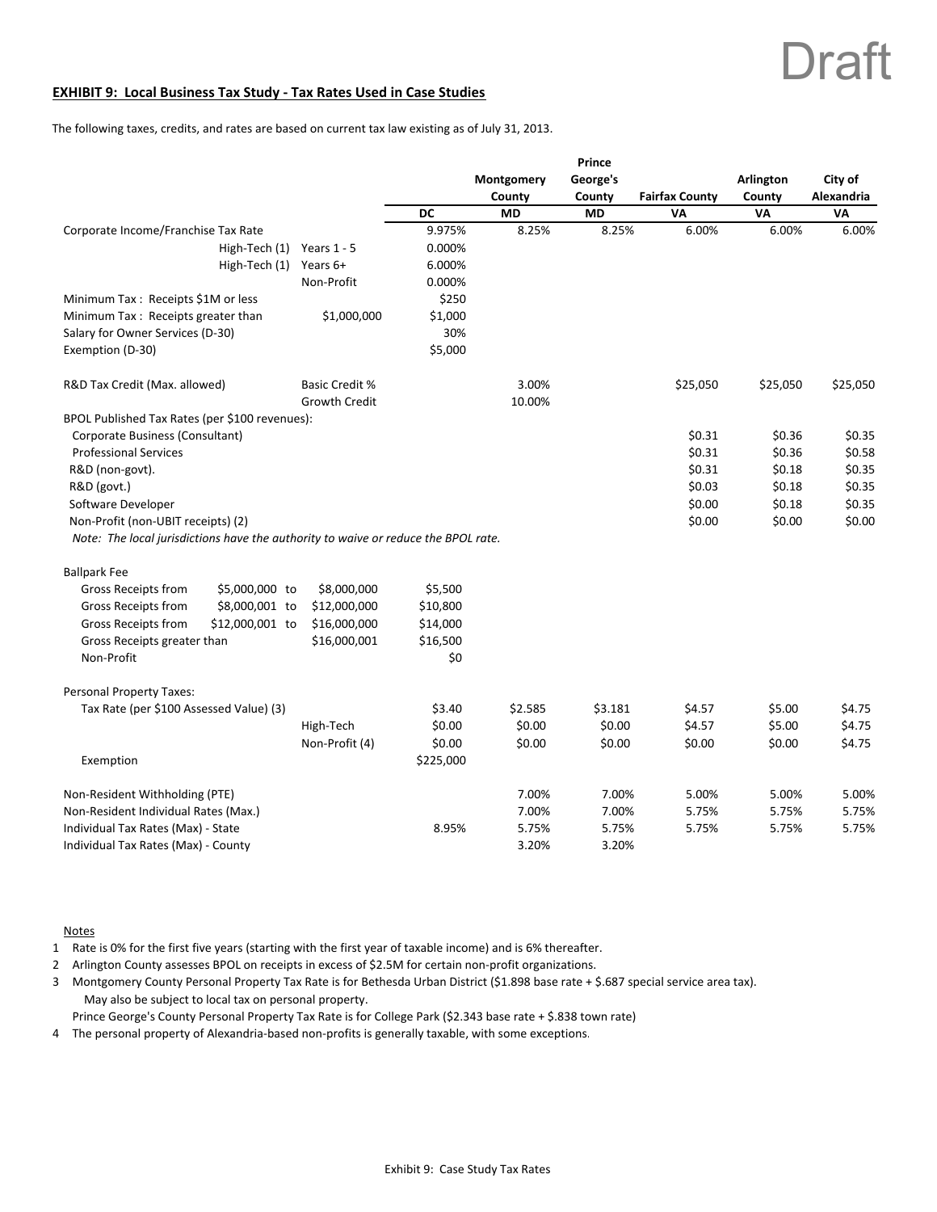Draft

**EXHIBIT 9: Local Business Tax Study - Tax Rates Used in Case Studies**

The following taxes, credits, and rates are based on current tax law existing as of July 31, 2013.

| | | DC | Montgomery County MD | Prince George's County MD | Fairfax County VA | Arlington County VA | City of Alexandria VA |
|---|---|---|---|---|---|---|---|
| Corporate Income/Franchise Tax Rate | | 9.975% | 8.25% | 8.25% | 6.00% | 6.00% | 6.00% |
| High-Tech (1) | Years 1 - 5 | 0.000% | | | | | |
| High-Tech (1) | Years 6+ | 6.000% | | | | | |
| | Non-Profit | 0.000% | | | | | |
| Minimum Tax : Receipts $1M or less | | $250 | | | | | |
| Minimum Tax : Receipts greater than | $1,000,000 | $1,000 | | | | | |
| Salary for Owner Services (D-30) | | 30% | | | | | |
| Exemption (D-30) | | $5,000 | | | | | |
| R&D Tax Credit (Max. allowed) | Basic Credit % | | 3.00% | | $25,050 | $25,050 | $25,050 |
| | Growth Credit | | 10.00% | | | | |
| BPOL Published Tax Rates (per $100 revenues): | | | | | | | |
| Corporate Business (Consultant) | | | | | $0.31 | $0.36 | $0.35 |
| Professional Services | | | | | $0.31 | $0.36 | $0.58 |
| R&D (non-govt). | | | | | $0.31 | $0.18 | $0.35 |
| R&D (govt.) | | | | | $0.03 | $0.18 | $0.35 |
| Software Developer | | | | | $0.00 | $0.18 | $0.35 |
| Non-Profit (non-UBIT receipts) (2) | | | | | $0.00 | $0.00 | $0.00 |
| *Note: The local jurisdictions have the authority to waive or reduce the BPOL rate.* | | | | | | | |
| Ballpark Fee | | | | | | | |
| Gross Receipts from $5,000,000 to | $8,000,000 | $5,500 | | | | | |
| Gross Receipts from $8,000,001 to | $12,000,000 | $10,800 | | | | | |
| Gross Receipts from $12,000,001 to | $16,000,000 | $14,000 | | | | | |
| Gross Receipts greater than | $16,000,001 | $16,500 | | | | | |
| Non-Profit | | $0 | | | | | |
| Personal Property Taxes: | | | | | | | |
| Tax Rate (per $100 Assessed Value) (3) | | $3.40 | $2.585 | $3.181 | $4.57 | $5.00 | $4.75 |
| | High-Tech | $0.00 | $0.00 | $0.00 | $4.57 | $5.00 | $4.75 |
| | Non-Profit (4) | $0.00 | $0.00 | $0.00 | $0.00 | $0.00 | $4.75 |
| Exemption | | $225,000 | | | | | |
| Non-Resident Withholding (PTE) | | | 7.00% | 7.00% | 5.00% | 5.00% | 5.00% |
| Non-Resident Individual Rates (Max.) | | | 7.00% | 7.00% | 5.75% | 5.75% | 5.75% |
| Individual Tax Rates (Max) - State | | 8.95% | 5.75% | 5.75% | 5.75% | 5.75% | 5.75% |
| Individual Tax Rates (Max) - County | | | 3.20% | 3.20% | | | |

Notes

1. Rate is 0% for the first five years (starting with the first year of taxable income) and is 6% thereafter.
2. Arlington County assesses BPOL on receipts in excess of $2.5M for certain non-profit organizations.
3. Montgomery County Personal Property Tax Rate is for Bethesda Urban District ($1.898 base rate + $.687 special service area tax). May also be subject to local tax on personal property.
   Prince George's County Personal Property Tax Rate is for College Park ($2.343 base rate + $.838 town rate)
4. The personal property of Alexandria-based non-profits is generally taxable, with some exceptions.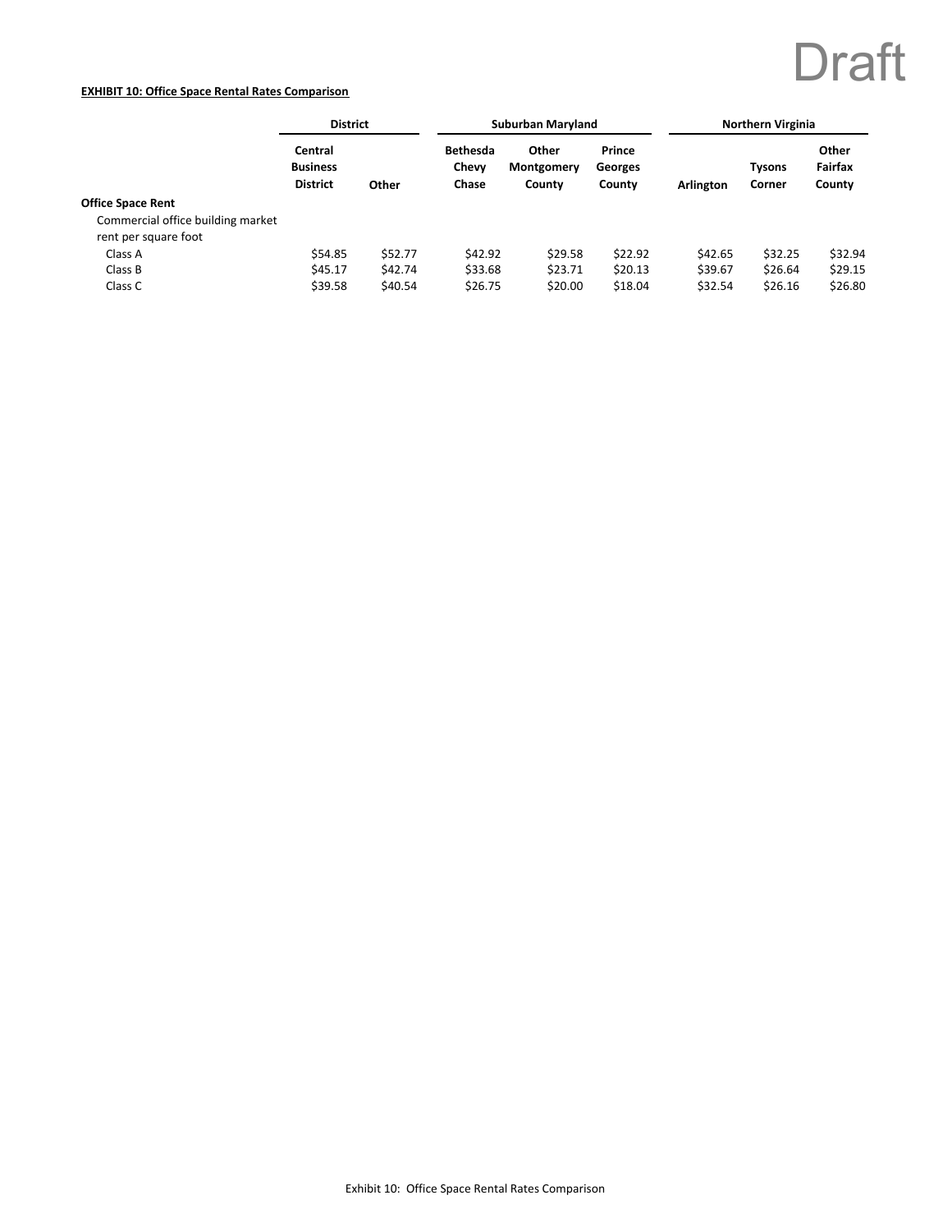Draft

**EXHIBIT 10: Office Space Rental Rates Comparison**

| | District | | Suburban Maryland | | | Northern Virginia | | |
|---|---|---|---|---|---|---|---|---|
| | Central Business District | Other | Bethesda Chevy Chase | Other Montgomery County | Prince Georges County | Arlington | Tysons Corner | Other Fairfax County |
| **Office Space Rent** | | | | | | | | |
| Commercial office building market rent per square foot | | | | | | | | |
| Class A | $54.85 | $52.77 | $42.92 | $29.58 | $22.92 | $42.65 | $32.25 | $32.94 |
| Class B | $45.17 | $42.74 | $33.68 | $23.71 | $20.13 | $39.67 | $26.64 | $29.15 |
| Class C | $39.58 | $40.54 | $26.75 | $20.00 | $18.04 | $32.54 | $26.16 | $26.80 |